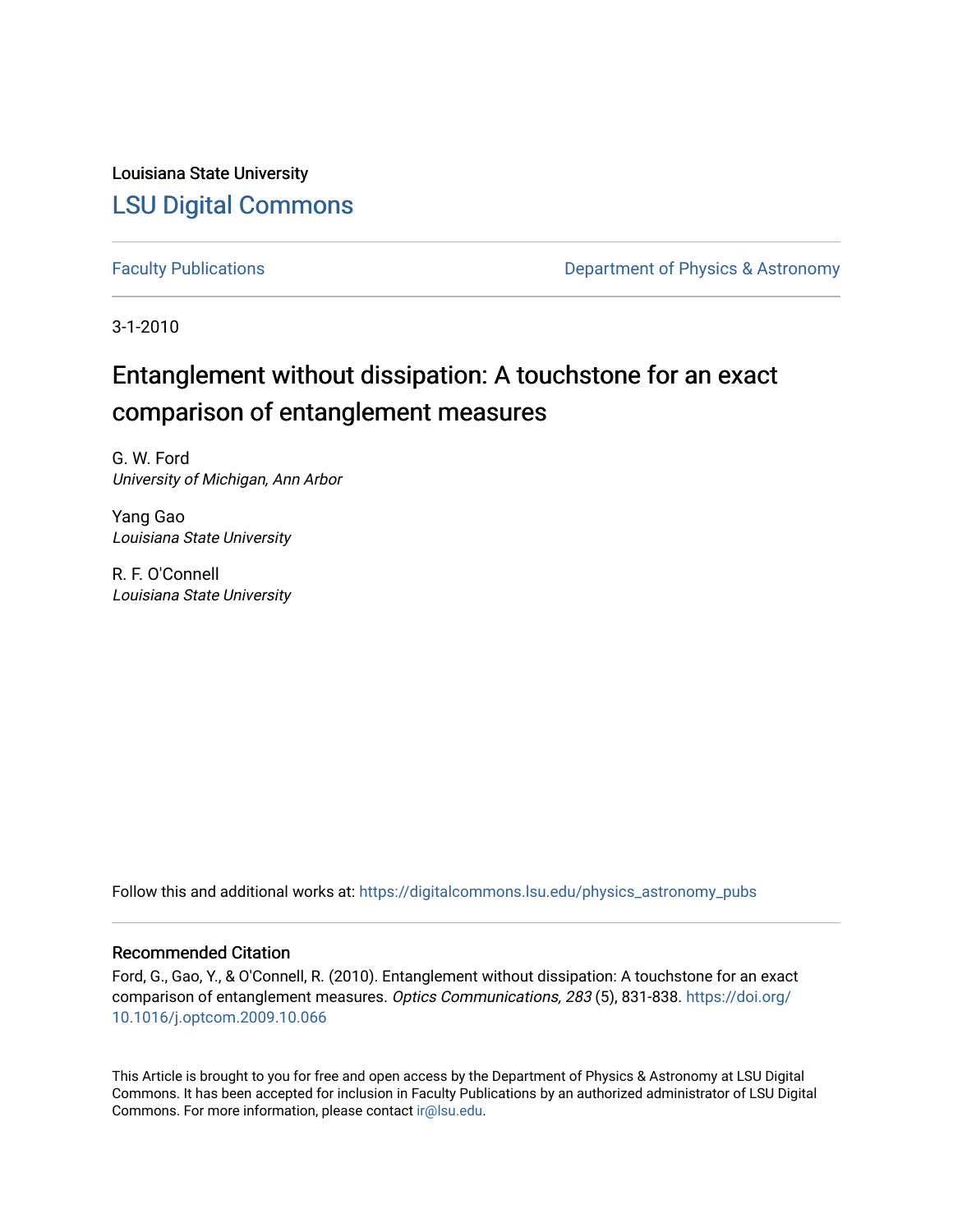Louisiana State University

[LSU Digital Commons](https://digitalcommons.lsu.edu)

Faculty Publications

Department of Physics & Astronomy

3-1-2010

# Entanglement without dissipation: A touchstone for an exact comparison of entanglement measures

G. W. Ford
*University of Michigan, Ann Arbor*

Yang Gao
*Louisiana State University*

R. F. O'Connell
*Louisiana State University*

Follow this and additional works at: https://digitalcommons.lsu.edu/physics_astronomy_pubs

## Recommended Citation

Ford, G., Gao, Y., & O'Connell, R. (2010). Entanglement without dissipation: A touchstone for an exact comparison of entanglement measures. *Optics Communications, 283* (5), 831-838. https://doi.org/10.1016/j.optcom.2009.10.066

This Article is brought to you for free and open access by the Department of Physics & Astronomy at LSU Digital Commons. It has been accepted for inclusion in Faculty Publications by an authorized administrator of LSU Digital Commons. For more information, please contact ir@lsu.edu.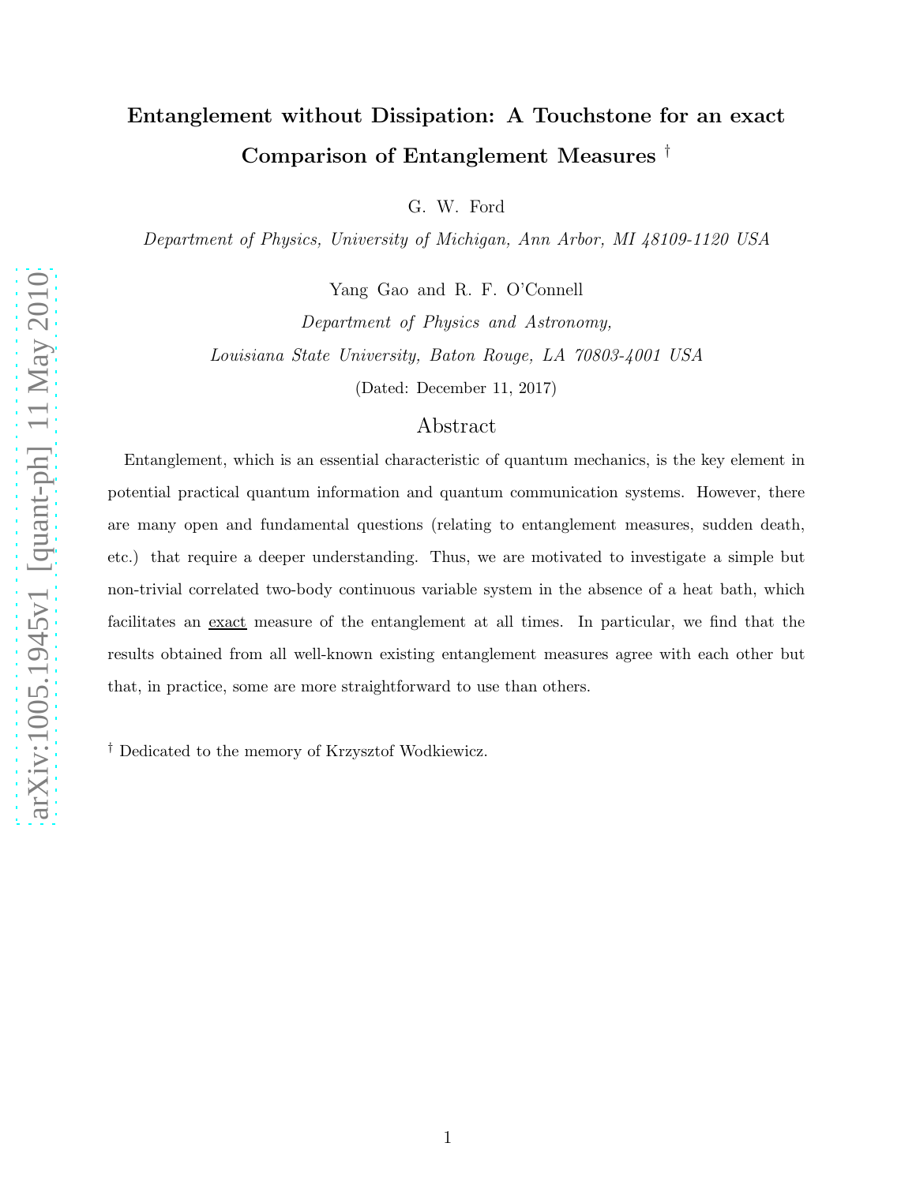# Entanglement without Dissipation: A Touchstone for an exact Comparison of Entanglement Measures †

G. W. Ford

*Department of Physics, University of Michigan, Ann Arbor, MI 48109-1120 USA*

Yang Gao and R. F. O'Connell

*Department of Physics and Astronomy,*

*Louisiana State University, Baton Rouge, LA 70803-4001 USA*

(Dated: December 11, 2017)

## Abstract

Entanglement, which is an essential characteristic of quantum mechanics, is the key element in potential practical quantum information and quantum communication systems. However, there are many open and fundamental questions (relating to entanglement measures, sudden death, etc.) that require a deeper understanding. Thus, we are motivated to investigate a simple but non-trivial correlated two-body continuous variable system in the absence of a heat bath, which facilitates an exact measure of the entanglement at all times. In particular, we find that the results obtained from all well-known existing entanglement measures agree with each other but that, in practice, some are more straightforward to use than others.

† Dedicated to the memory of Krzysztof Wodkiewicz.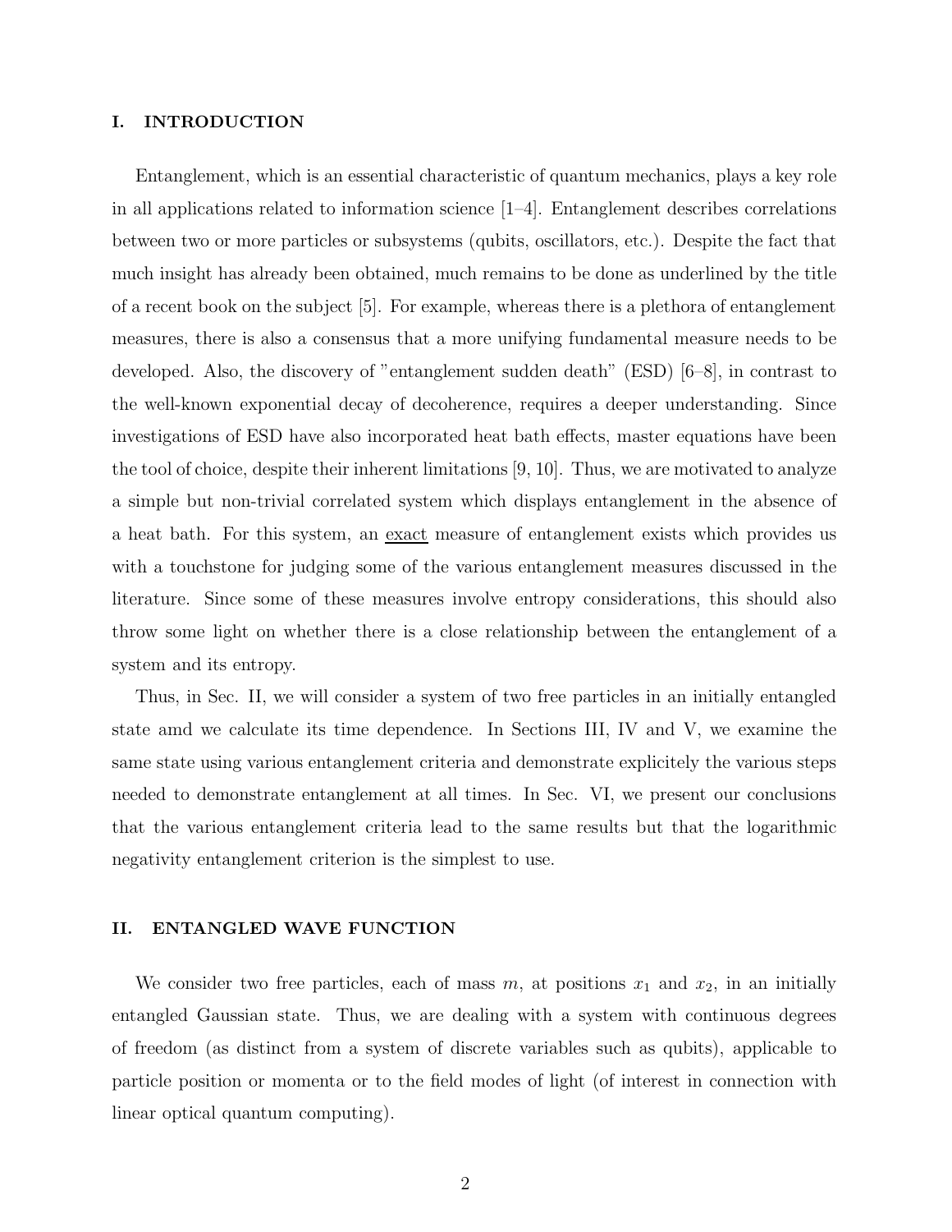## I. INTRODUCTION

Entanglement, which is an essential characteristic of quantum mechanics, plays a key role in all applications related to information science [1–4]. Entanglement describes correlations between two or more particles or subsystems (qubits, oscillators, etc.). Despite the fact that much insight has already been obtained, much remains to be done as underlined by the title of a recent book on the subject [5]. For example, whereas there is a plethora of entanglement measures, there is also a consensus that a more unifying fundamental measure needs to be developed. Also, the discovery of "entanglement sudden death" (ESD) [6–8], in contrast to the well-known exponential decay of decoherence, requires a deeper understanding. Since investigations of ESD have also incorporated heat bath effects, master equations have been the tool of choice, despite their inherent limitations [9, 10]. Thus, we are motivated to analyze a simple but non-trivial correlated system which displays entanglement in the absence of a heat bath. For this system, an exact measure of entanglement exists which provides us with a touchstone for judging some of the various entanglement measures discussed in the literature. Since some of these measures involve entropy considerations, this should also throw some light on whether there is a close relationship between the entanglement of a system and its entropy.

Thus, in Sec. II, we will consider a system of two free particles in an initially entangled state amd we calculate its time dependence. In Sections III, IV and V, we examine the same state using various entanglement criteria and demonstrate explicitely the various steps needed to demonstrate entanglement at all times. In Sec. VI, we present our conclusions that the various entanglement criteria lead to the same results but that the logarithmic negativity entanglement criterion is the simplest to use.

## II. ENTANGLED WAVE FUNCTION

We consider two free particles, each of mass $m$, at positions $x_1$ and $x_2$, in an initially entangled Gaussian state. Thus, we are dealing with a system with continuous degrees of freedom (as distinct from a system of discrete variables such as qubits), applicable to particle position or momenta or to the field modes of light (of interest in connection with linear optical quantum computing).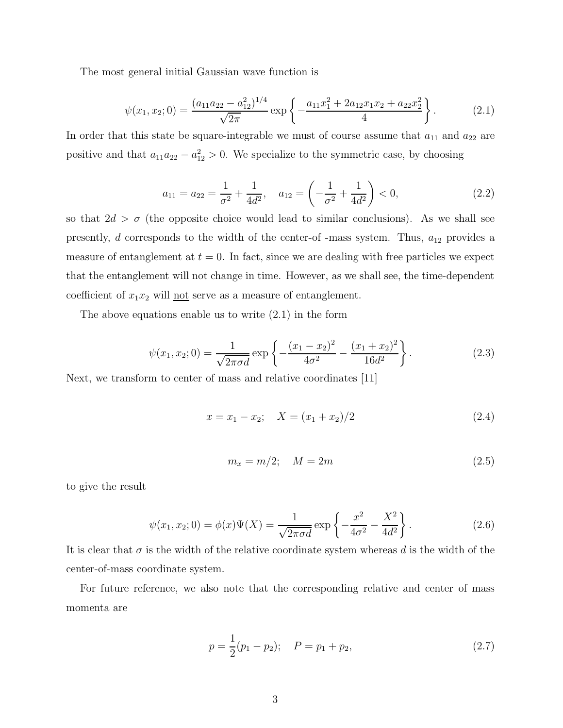The most general initial Gaussian wave function is

$$\psi(x_1, x_2; 0) = \frac{(a_{11}a_{22} - a_{12}^2)^{1/4}}{\sqrt{2\pi}} \exp\left\{-\frac{a_{11}x_1^2 + 2a_{12}x_1x_2 + a_{22}x_2^2}{4}\right\}. \tag{2.1}$$

In order that this state be square-integrable we must of course assume that $a_{11}$ and $a_{22}$ are positive and that $a_{11}a_{22} - a_{12}^2 > 0$. We specialize to the symmetric case, by choosing

$$a_{11} = a_{22} = \frac{1}{\sigma^2} + \frac{1}{4d^2}, \quad a_{12} = \left(-\frac{1}{\sigma^2} + \frac{1}{4d^2}\right) < 0, \tag{2.2}$$

so that $2d > \sigma$ (the opposite choice would lead to similar conclusions). As we shall see presently, $d$ corresponds to the width of the center-of -mass system. Thus, $a_{12}$ provides a measure of entanglement at $t = 0$. In fact, since we are dealing with free particles we expect that the entanglement will not change in time. However, as we shall see, the time-dependent coefficient of $x_1x_2$ will not serve as a measure of entanglement.

The above equations enable us to write (2.1) in the form

$$\psi(x_1, x_2; 0) = \frac{1}{\sqrt{2\pi\sigma d}} \exp\left\{-\frac{(x_1 - x_2)^2}{4\sigma^2} - \frac{(x_1 + x_2)^2}{16d^2}\right\}. \tag{2.3}$$

Next, we transform to center of mass and relative coordinates [11]

$$x = x_1 - x_2; \quad X = (x_1 + x_2)/2 \tag{2.4}$$

$$m_x = m/2; \quad M = 2m \tag{2.5}$$

to give the result

$$\psi(x_1, x_2; 0) = \phi(x)\Psi(X) = \frac{1}{\sqrt{2\pi\sigma d}} \exp\left\{-\frac{x^2}{4\sigma^2} - \frac{X^2}{4d^2}\right\}. \tag{2.6}$$

It is clear that $\sigma$ is the width of the relative coordinate system whereas $d$ is the width of the center-of-mass coordinate system.

For future reference, we also note that the corresponding relative and center of mass momenta are

$$p = \frac{1}{2}(p_1 - p_2); \quad P = p_1 + p_2, \tag{2.7}$$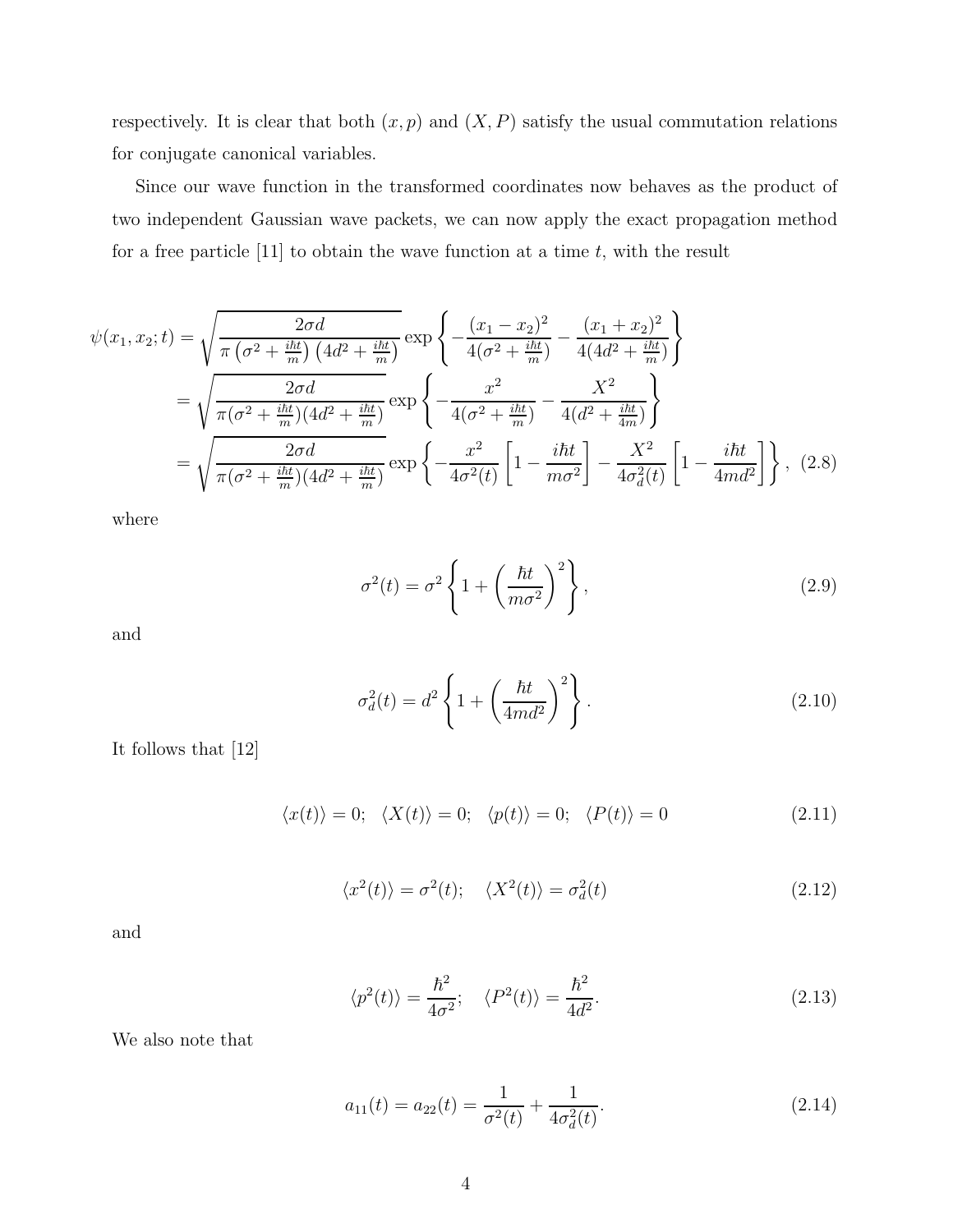respectively. It is clear that both $(x, p)$ and $(X, P)$ satisfy the usual commutation relations for conjugate canonical variables.

Since our wave function in the transformed coordinates now behaves as the product of two independent Gaussian wave packets, we can now apply the exact propagation method for a free particle [11] to obtain the wave function at a time $t$, with the result

$$
\begin{aligned}
\psi(x_1, x_2; t) &= \sqrt{\frac{2\sigma d}{\pi\left(\sigma^2 + \frac{i\hbar t}{m}\right)\left(4d^2 + \frac{i\hbar t}{m}\right)}} \exp\left\{-\frac{(x_1 - x_2)^2}{4(\sigma^2 + \frac{i\hbar t}{m})} - \frac{(x_1 + x_2)^2}{4(4d^2 + \frac{i\hbar t}{m})}\right\} \\
&= \sqrt{\frac{2\sigma d}{\pi(\sigma^2 + \frac{i\hbar t}{m})(4d^2 + \frac{i\hbar t}{m})}} \exp\left\{-\frac{x^2}{4(\sigma^2 + \frac{i\hbar t}{m})} - \frac{X^2}{4(d^2 + \frac{i\hbar t}{4m})}\right\} \\
&= \sqrt{\frac{2\sigma d}{\pi(\sigma^2 + \frac{i\hbar t}{m})(4d^2 + \frac{i\hbar t}{m})}} \exp\left\{-\frac{x^2}{4\sigma^2(t)}\left[1 - \frac{i\hbar t}{m\sigma^2}\right] - \frac{X^2}{4\sigma_d^2(t)}\left[1 - \frac{i\hbar t}{4md^2}\right]\right\}, \quad (2.8)
\end{aligned}
$$

where

$$
\sigma^2(t) = \sigma^2\left\{1 + \left(\frac{\hbar t}{m\sigma^2}\right)^2\right\}, \tag{2.9}
$$

and

$$
\sigma_d^2(t) = d^2\left\{1 + \left(\frac{\hbar t}{4md^2}\right)^2\right\}. \tag{2.10}
$$

It follows that [12]

$$
\langle x(t)\rangle = 0; \quad \langle X(t)\rangle = 0; \quad \langle p(t)\rangle = 0; \quad \langle P(t)\rangle = 0 \tag{2.11}
$$

$$
\langle x^2(t)\rangle = \sigma^2(t); \quad \langle X^2(t)\rangle = \sigma_d^2(t) \tag{2.12}
$$

and

$$
\langle p^2(t)\rangle = \frac{\hbar^2}{4\sigma^2}; \quad \langle P^2(t)\rangle = \frac{\hbar^2}{4d^2}. \tag{2.13}
$$

We also note that

$$
a_{11}(t) = a_{22}(t) = \frac{1}{\sigma^2(t)} + \frac{1}{4\sigma_d^2(t)}. \tag{2.14}
$$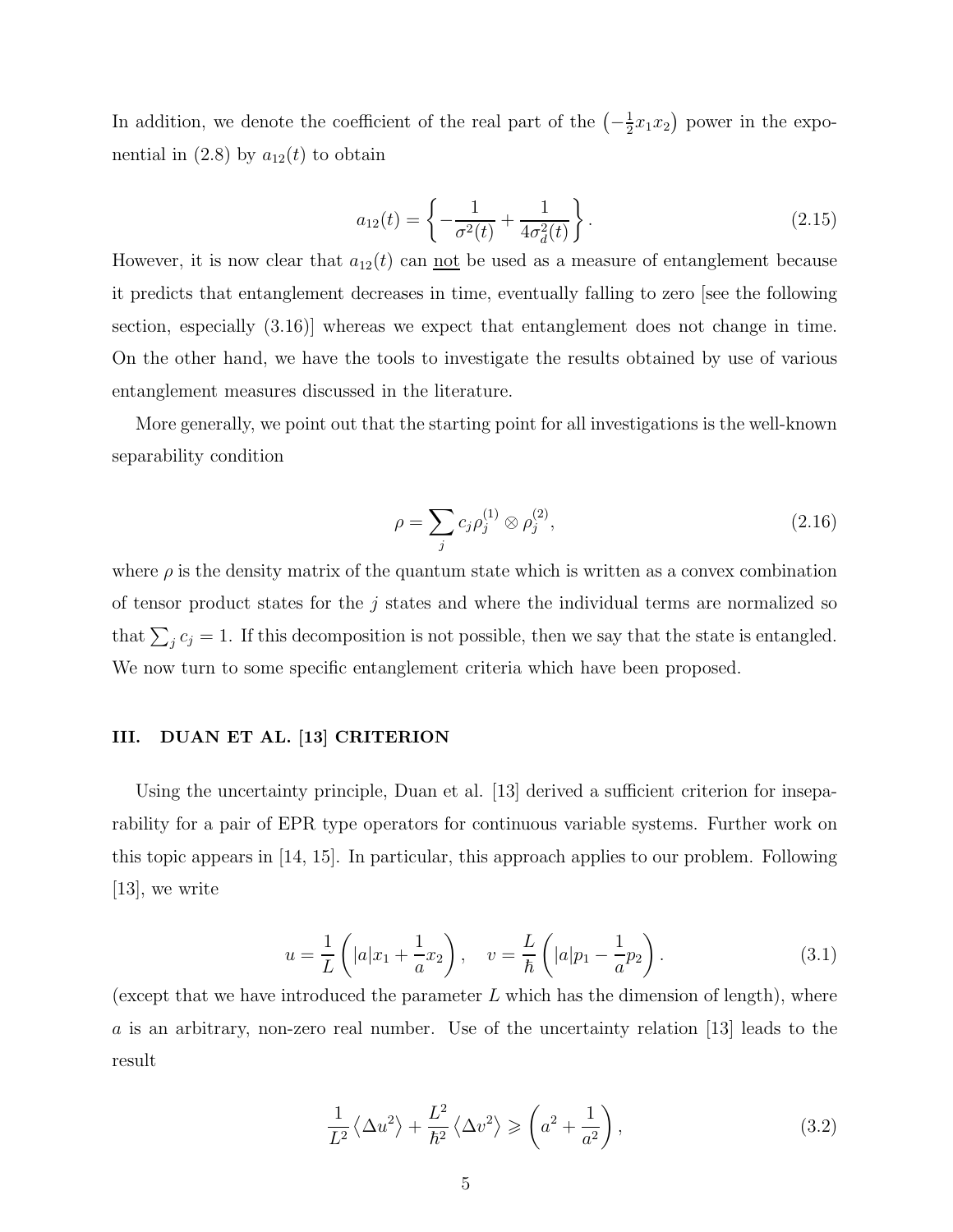In addition, we denote the coefficient of the real part of the $\left(-\frac{1}{2}x_1x_2\right)$ power in the exponential in (2.8) by $a_{12}(t)$ to obtain

$$a_{12}(t) = \left\{ -\frac{1}{\sigma^2(t)} + \frac{1}{4\sigma_d^2(t)} \right\}. \tag{2.15}$$

However, it is now clear that $a_{12}(t)$ can not be used as a measure of entanglement because it predicts that entanglement decreases in time, eventually falling to zero [see the following section, especially (3.16)] whereas we expect that entanglement does not change in time. On the other hand, we have the tools to investigate the results obtained by use of various entanglement measures discussed in the literature.

More generally, we point out that the starting point for all investigations is the well-known separability condition

$$\rho = \sum_j c_j \rho_j^{(1)} \otimes \rho_j^{(2)}, \tag{2.16}$$

where $\rho$ is the density matrix of the quantum state which is written as a convex combination of tensor product states for the $j$ states and where the individual terms are normalized so that $\sum_j c_j = 1$. If this decomposition is not possible, then we say that the state is entangled. We now turn to some specific entanglement criteria which have been proposed.

## III. DUAN ET AL. [13] CRITERION

Using the uncertainty principle, Duan et al. [13] derived a sufficient criterion for inseparability for a pair of EPR type operators for continuous variable systems. Further work on this topic appears in [14, 15]. In particular, this approach applies to our problem. Following [13], we write

$$u = \frac{1}{L}\left(|a|x_1 + \frac{1}{a}x_2\right), \quad v = \frac{L}{\hbar}\left(|a|p_1 - \frac{1}{a}p_2\right). \tag{3.1}$$

(except that we have introduced the parameter $L$ which has the dimension of length), where $a$ is an arbitrary, non-zero real number. Use of the uncertainty relation [13] leads to the result

$$\frac{1}{L^2}\left\langle \Delta u^2 \right\rangle + \frac{L^2}{\hbar^2}\left\langle \Delta v^2 \right\rangle \geqslant \left(a^2 + \frac{1}{a^2}\right), \tag{3.2}$$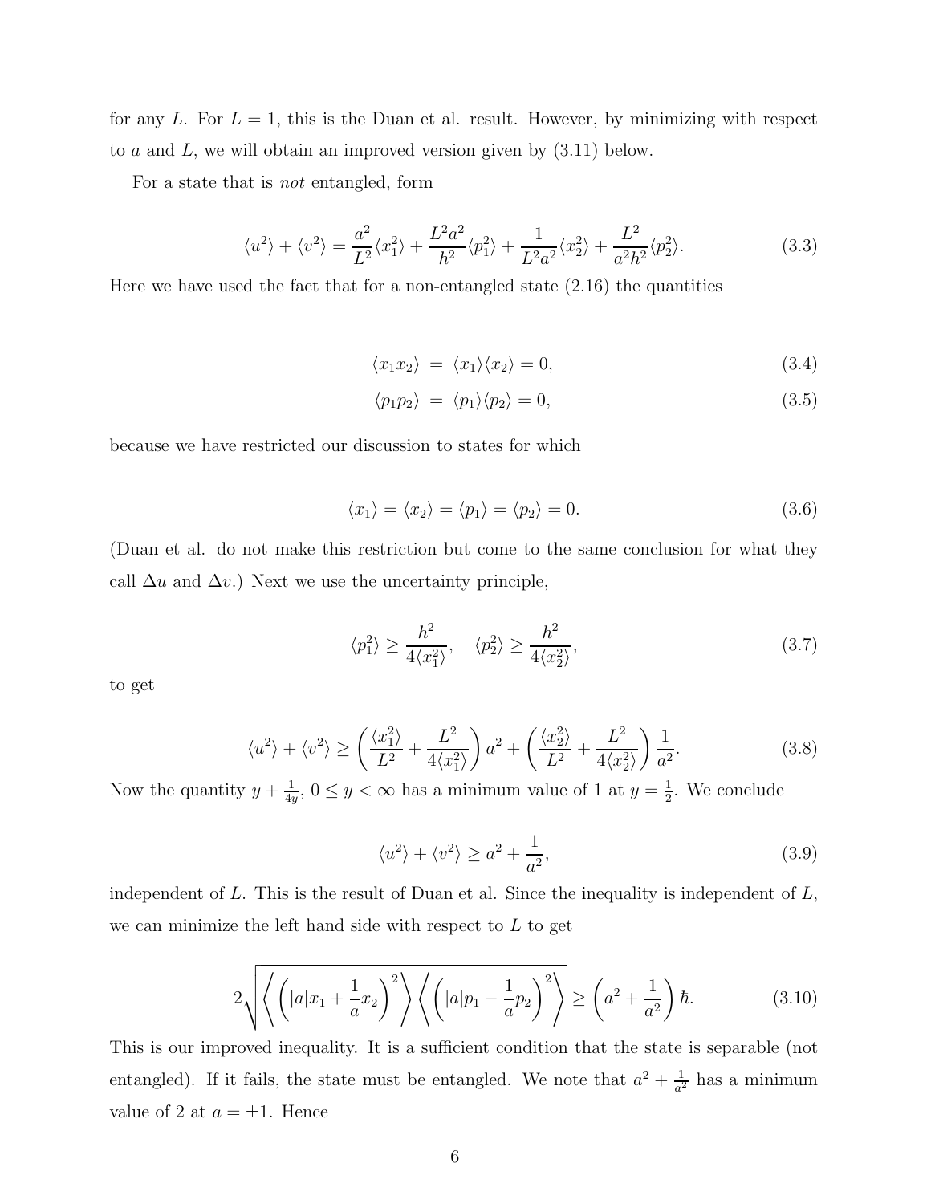for any $L$. For $L = 1$, this is the Duan et al. result. However, by minimizing with respect to $a$ and $L$, we will obtain an improved version given by (3.11) below.

For a state that is *not* entangled, form

$$\langle u^2 \rangle + \langle v^2 \rangle = \frac{a^2}{L^2}\langle x_1^2 \rangle + \frac{L^2 a^2}{\hbar^2}\langle p_1^2 \rangle + \frac{1}{L^2 a^2}\langle x_2^2 \rangle + \frac{L^2}{a^2 \hbar^2}\langle p_2^2 \rangle. \tag{3.3}$$

Here we have used the fact that for a non-entangled state (2.16) the quantities

$$\langle x_1 x_2 \rangle = \langle x_1 \rangle \langle x_2 \rangle = 0, \tag{3.4}$$

$$\langle p_1 p_2 \rangle = \langle p_1 \rangle \langle p_2 \rangle = 0, \tag{3.5}$$

because we have restricted our discussion to states for which

$$\langle x_1 \rangle = \langle x_2 \rangle = \langle p_1 \rangle = \langle p_2 \rangle = 0. \tag{3.6}$$

(Duan et al. do not make this restriction but come to the same conclusion for what they call $\Delta u$ and $\Delta v$.) Next we use the uncertainty principle,

$$\langle p_1^2 \rangle \geq \frac{\hbar^2}{4\langle x_1^2 \rangle}, \quad \langle p_2^2 \rangle \geq \frac{\hbar^2}{4\langle x_2^2 \rangle}, \tag{3.7}$$

to get

$$\langle u^2 \rangle + \langle v^2 \rangle \geq \left( \frac{\langle x_1^2 \rangle}{L^2} + \frac{L^2}{4\langle x_1^2 \rangle} \right) a^2 + \left( \frac{\langle x_2^2 \rangle}{L^2} + \frac{L^2}{4\langle x_2^2 \rangle} \right) \frac{1}{a^2}. \tag{3.8}$$

Now the quantity $y + \frac{1}{4y}$, $0 \leq y < \infty$ has a minimum value of 1 at $y = \frac{1}{2}$. We conclude

$$\langle u^2 \rangle + \langle v^2 \rangle \geq a^2 + \frac{1}{a^2}, \tag{3.9}$$

independent of $L$. This is the result of Duan et al. Since the inequality is independent of $L$, we can minimize the left hand side with respect to $L$ to get

$$2\sqrt{\left\langle \left( |a| x_1 + \frac{1}{a} x_2 \right)^2 \right\rangle \left\langle \left( |a| p_1 - \frac{1}{a} p_2 \right)^2 \right\rangle} \geq \left( a^2 + \frac{1}{a^2} \right) \hbar. \tag{3.10}$$

This is our improved inequality. It is a sufficient condition that the state is separable (not entangled). If it fails, the state must be entangled. We note that $a^2 + \frac{1}{a^2}$ has a minimum value of 2 at $a = \pm 1$. Hence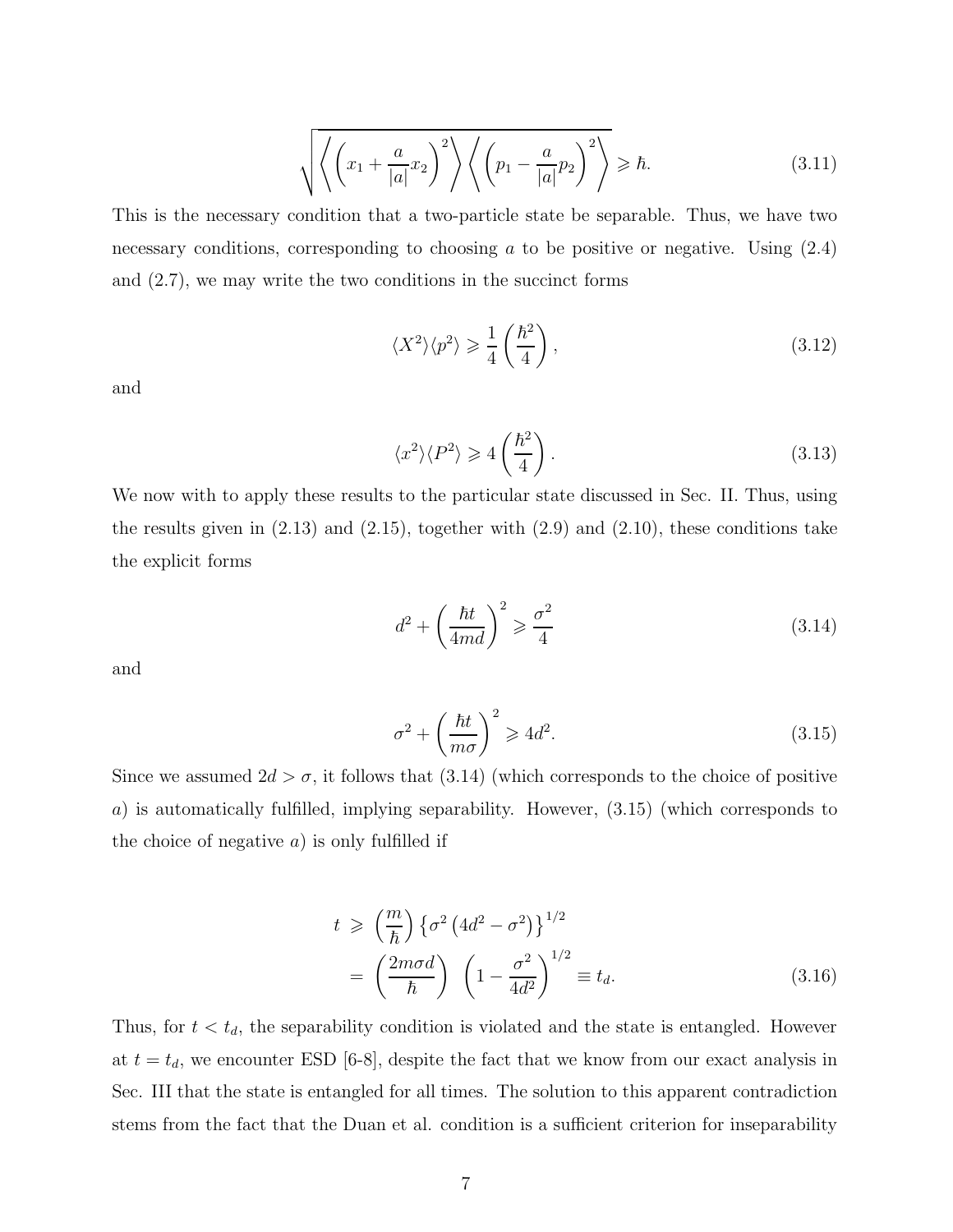$$\sqrt{\left\langle \left( x_1 + \frac{a}{|a|} x_2 \right)^2 \right\rangle \left\langle \left( p_1 - \frac{a}{|a|} p_2 \right)^2 \right\rangle} \geqslant \hbar. \tag{3.11}$$

This is the necessary condition that a two-particle state be separable. Thus, we have two necessary conditions, corresponding to choosing $a$ to be positive or negative. Using (2.4) and (2.7), we may write the two conditions in the succinct forms

$$\langle X^2 \rangle \langle p^2 \rangle \geqslant \frac{1}{4} \left( \frac{\hbar^2}{4} \right), \tag{3.12}$$

and

$$\langle x^2 \rangle \langle P^2 \rangle \geqslant 4 \left( \frac{\hbar^2}{4} \right). \tag{3.13}$$

We now with to apply these results to the particular state discussed in Sec. II. Thus, using the results given in (2.13) and (2.15), together with (2.9) and (2.10), these conditions take the explicit forms

$$d^2 + \left( \frac{\hbar t}{4md} \right)^2 \geqslant \frac{\sigma^2}{4} \tag{3.14}$$

and

$$\sigma^2 + \left( \frac{\hbar t}{m\sigma} \right)^2 \geqslant 4d^2. \tag{3.15}$$

Since we assumed $2d > \sigma$, it follows that (3.14) (which corresponds to the choice of positive $a$) is automatically fulfilled, implying separability. However, (3.15) (which corresponds to the choice of negative $a$) is only fulfilled if

$$\begin{aligned} t &\geqslant \left( \frac{m}{\hbar} \right) \left\{ \sigma^2 \left( 4d^2 - \sigma^2 \right) \right\}^{1/2} \\ &= \left( \frac{2m\sigma d}{\hbar} \right) \left( 1 - \frac{\sigma^2}{4d^2} \right)^{1/2} \equiv t_d. \end{aligned} \tag{3.16}$$

Thus, for $t < t_d$, the separability condition is violated and the state is entangled. However at $t = t_d$, we encounter ESD [6-8], despite the fact that we know from our exact analysis in Sec. III that the state is entangled for all times. The solution to this apparent contradiction stems from the fact that the Duan et al. condition is a sufficient criterion for inseparability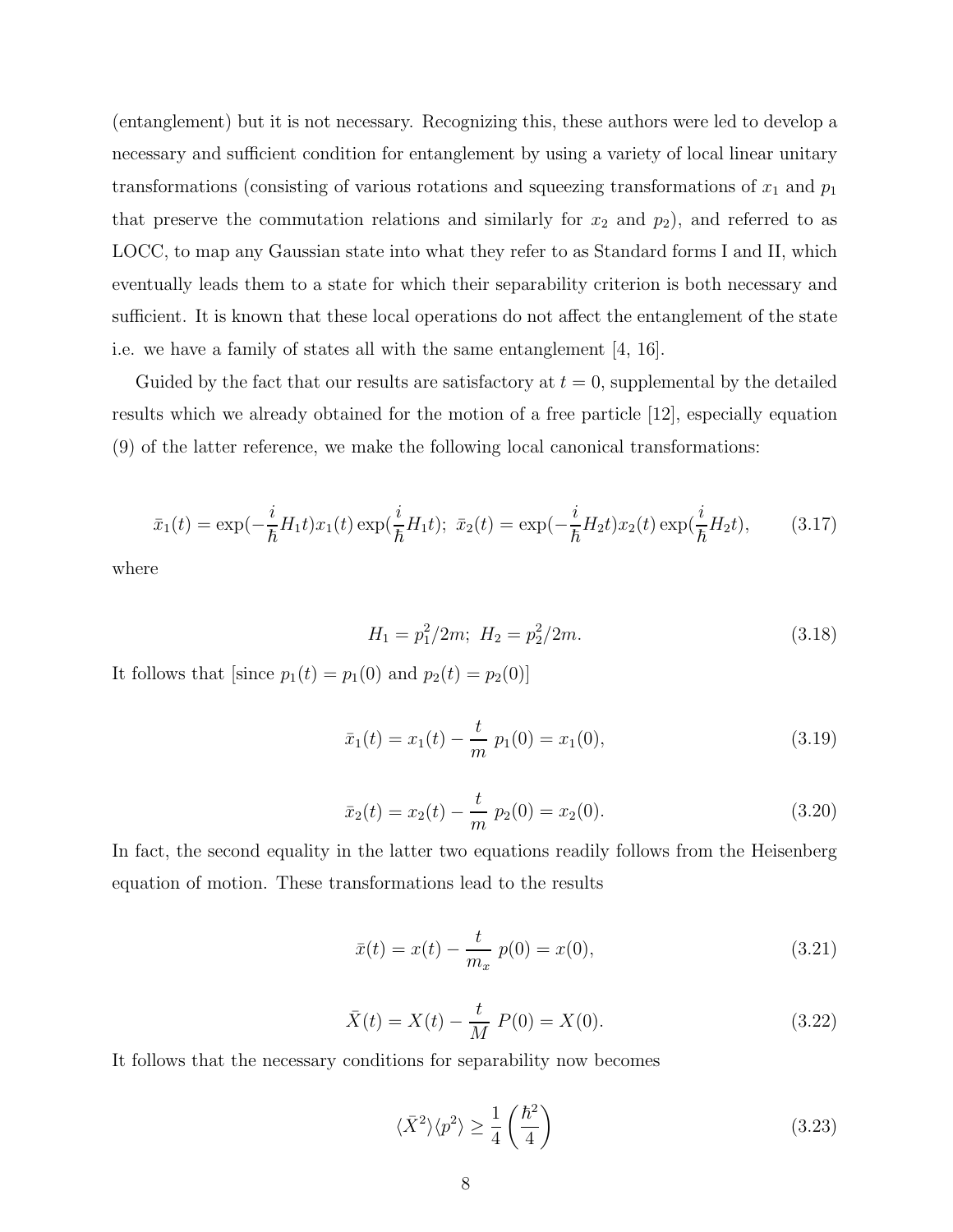(entanglement) but it is not necessary. Recognizing this, these authors were led to develop a necessary and sufficient condition for entanglement by using a variety of local linear unitary transformations (consisting of various rotations and squeezing transformations of $x_1$ and $p_1$ that preserve the commutation relations and similarly for $x_2$ and $p_2$), and referred to as LOCC, to map any Gaussian state into what they refer to as Standard forms I and II, which eventually leads them to a state for which their separability criterion is both necessary and sufficient. It is known that these local operations do not affect the entanglement of the state i.e. we have a family of states all with the same entanglement [4, 16].

Guided by the fact that our results are satisfactory at $t = 0$, supplemental by the detailed results which we already obtained for the motion of a free particle [12], especially equation (9) of the latter reference, we make the following local canonical transformations:

$$\bar{x}_1(t) = \exp(-\frac{i}{\hbar}H_1 t)x_1(t)\exp(\frac{i}{\hbar}H_1 t);\ \bar{x}_2(t) = \exp(-\frac{i}{\hbar}H_2 t)x_2(t)\exp(\frac{i}{\hbar}H_2 t), \tag{3.17}$$

where

$$H_1 = p_1^2/2m;\ H_2 = p_2^2/2m. \tag{3.18}$$

It follows that [since $p_1(t) = p_1(0)$ and $p_2(t) = p_2(0)$]

$$\bar{x}_1(t) = x_1(t) - \frac{t}{m}\ p_1(0) = x_1(0), \tag{3.19}$$

$$\bar{x}_2(t) = x_2(t) - \frac{t}{m}\ p_2(0) = x_2(0). \tag{3.20}$$

In fact, the second equality in the latter two equations readily follows from the Heisenberg equation of motion. These transformations lead to the results

$$\bar{x}(t) = x(t) - \frac{t}{m_x}\ p(0) = x(0), \tag{3.21}$$

$$\bar{X}(t) = X(t) - \frac{t}{M}\ P(0) = X(0). \tag{3.22}$$

It follows that the necessary conditions for separability now becomes

$$\langle \bar{X}^2 \rangle \langle p^2 \rangle \geq \frac{1}{4}\left(\frac{\hbar^2}{4}\right) \tag{3.23}$$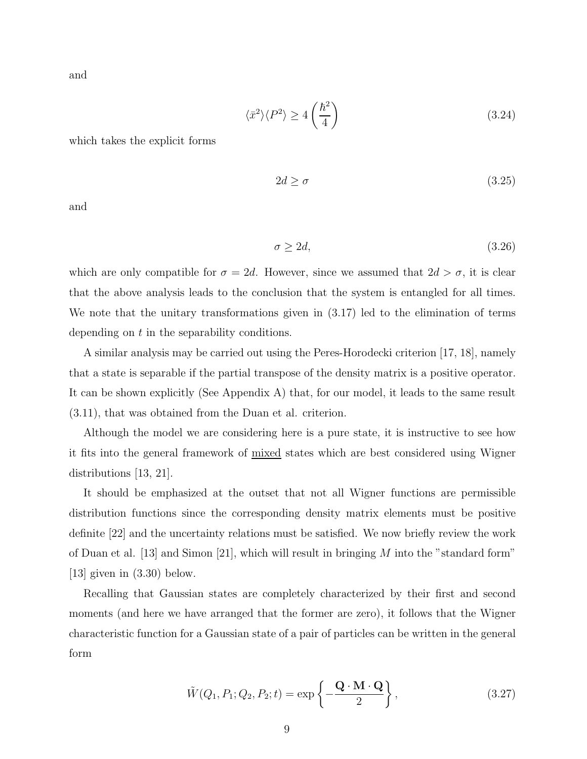and

$$\langle \bar{x}^2 \rangle \langle P^2 \rangle \geq 4 \left( \frac{\hbar^2}{4} \right) \tag{3.24}$$

which takes the explicit forms

$$2d \geq \sigma \tag{3.25}$$

and

$$\sigma \geq 2d, \tag{3.26}$$

which are only compatible for $\sigma = 2d$. However, since we assumed that $2d > \sigma$, it is clear that the above analysis leads to the conclusion that the system is entangled for all times. We note that the unitary transformations given in (3.17) led to the elimination of terms depending on $t$ in the separability conditions.

A similar analysis may be carried out using the Peres-Horodecki criterion [17, 18], namely that a state is separable if the partial transpose of the density matrix is a positive operator. It can be shown explicitly (See Appendix A) that, for our model, it leads to the same result (3.11), that was obtained from the Duan et al. criterion.

Although the model we are considering here is a pure state, it is instructive to see how it fits into the general framework of <u>mixed</u> states which are best considered using Wigner distributions [13, 21].

It should be emphasized at the outset that not all Wigner functions are permissible distribution functions since the corresponding density matrix elements must be positive definite [22] and the uncertainty relations must be satisfied. We now briefly review the work of Duan et al. [13] and Simon [21], which will result in bringing $M$ into the "standard form" [13] given in (3.30) below.

Recalling that Gaussian states are completely characterized by their first and second moments (and here we have arranged that the former are zero), it follows that the Wigner characteristic function for a Gaussian state of a pair of particles can be written in the general form

$$\tilde{W}(Q_1, P_1; Q_2, P_2; t) = \exp \left\{ -\frac{\mathbf{Q} \cdot \mathbf{M} \cdot \mathbf{Q}}{2} \right\}, \tag{3.27}$$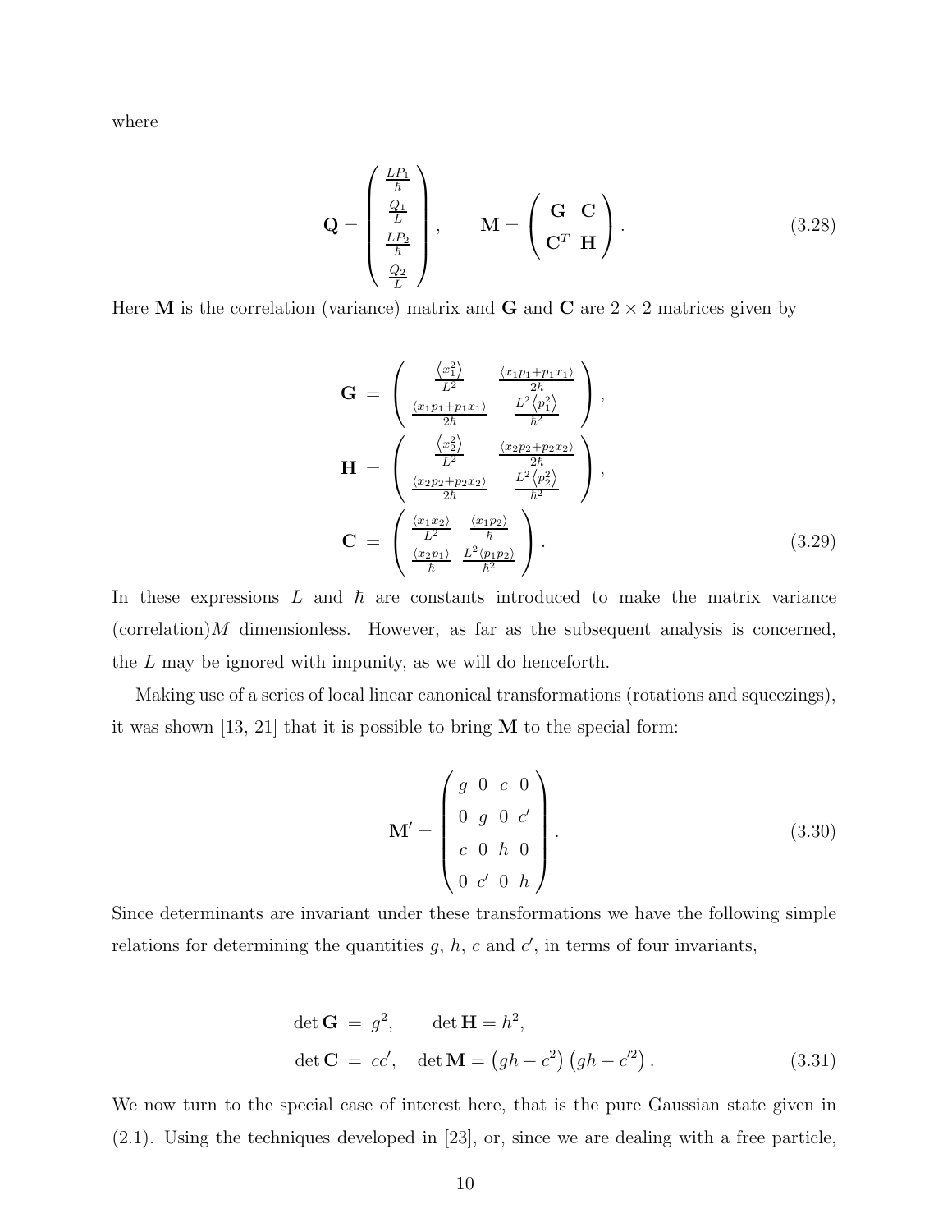where

$$
\mathbf{Q} = \begin{pmatrix} \frac{LP_1}{\hbar} \\ \frac{Q_1}{L} \\ \frac{LP_2}{\hbar} \\ \frac{Q_2}{L} \end{pmatrix}, \qquad \mathbf{M} = \begin{pmatrix} \mathbf{G} & \mathbf{C} \\ \mathbf{C}^T & \mathbf{H} \end{pmatrix}. \tag{3.28}
$$

Here $\mathbf{M}$ is the correlation (variance) matrix and $\mathbf{G}$ and $\mathbf{C}$ are $2 \times 2$ matrices given by

$$
\begin{aligned}
\mathbf{G} &= \begin{pmatrix} \frac{\langle x_1^2 \rangle}{L^2} & \frac{\langle x_1 p_1 + p_1 x_1 \rangle}{2\hbar} \\ \frac{\langle x_1 p_1 + p_1 x_1 \rangle}{2\hbar} & \frac{L^2 \langle p_1^2 \rangle}{\hbar^2} \end{pmatrix}, \\
\mathbf{H} &= \begin{pmatrix} \frac{\langle x_2^2 \rangle}{L^2} & \frac{\langle x_2 p_2 + p_2 x_2 \rangle}{2\hbar} \\ \frac{\langle x_2 p_2 + p_2 x_2 \rangle}{2\hbar} & \frac{L^2 \langle p_2^2 \rangle}{\hbar^2} \end{pmatrix}, \\
\mathbf{C} &= \begin{pmatrix} \frac{\langle x_1 x_2 \rangle}{L^2} & \frac{\langle x_1 p_2 \rangle}{\hbar} \\ \frac{\langle x_2 p_1 \rangle}{\hbar} & \frac{L^2 \langle p_1 p_2 \rangle}{\hbar^2} \end{pmatrix}.
\end{aligned} \tag{3.29}
$$

In these expressions $L$ and $\hbar$ are constants introduced to make the matrix variance (correlation)$M$ dimensionless. However, as far as the subsequent analysis is concerned, the $L$ may be ignored with impunity, as we will do henceforth.

Making use of a series of local linear canonical transformations (rotations and squeezings), it was shown [13, 21] that it is possible to bring $\mathbf{M}$ to the special form:

$$
\mathbf{M}' = \begin{pmatrix} g & 0 & c & 0 \\ 0 & g & 0 & c' \\ c & 0 & h & 0 \\ 0 & c' & 0 & h \end{pmatrix}. \tag{3.30}
$$

Since determinants are invariant under these transformations we have the following simple relations for determining the quantities $g$, $h$, $c$ and $c'$, in terms of four invariants,

$$
\begin{aligned}
\det \mathbf{G} &= g^2, \qquad \det \mathbf{H} = h^2, \\
\det \mathbf{C} &= cc', \quad \det \mathbf{M} = \left(gh - c^2\right)\left(gh - c'^2\right).
\end{aligned} \tag{3.31}
$$

We now turn to the special case of interest here, that is the pure Gaussian state given in (2.1). Using the techniques developed in [23], or, since we are dealing with a free particle,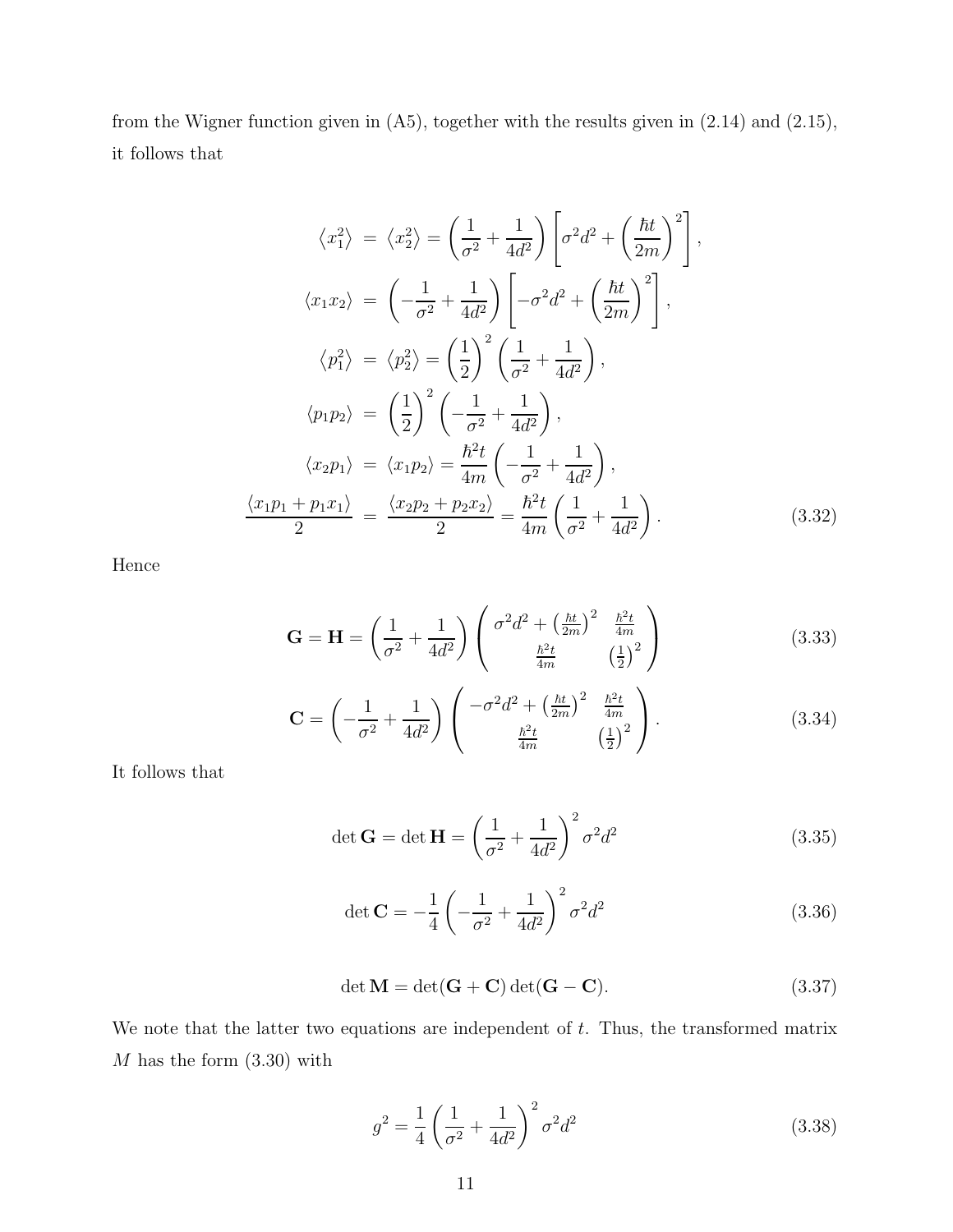from the Wigner function given in (A5), together with the results given in (2.14) and (2.15), it follows that

$$
\begin{aligned}
\langle x_1^2 \rangle &= \langle x_2^2 \rangle = \left( \frac{1}{\sigma^2} + \frac{1}{4d^2} \right) \left[ \sigma^2 d^2 + \left( \frac{\hbar t}{2m} \right)^2 \right], \\
\langle x_1 x_2 \rangle &= \left( -\frac{1}{\sigma^2} + \frac{1}{4d^2} \right) \left[ -\sigma^2 d^2 + \left( \frac{\hbar t}{2m} \right)^2 \right], \\
\langle p_1^2 \rangle &= \langle p_2^2 \rangle = \left( \frac{1}{2} \right)^2 \left( \frac{1}{\sigma^2} + \frac{1}{4d^2} \right), \\
\langle p_1 p_2 \rangle &= \left( \frac{1}{2} \right)^2 \left( -\frac{1}{\sigma^2} + \frac{1}{4d^2} \right), \\
\langle x_2 p_1 \rangle &= \langle x_1 p_2 \rangle = \frac{\hbar^2 t}{4m} \left( -\frac{1}{\sigma^2} + \frac{1}{4d^2} \right), \\
\frac{\langle x_1 p_1 + p_1 x_1 \rangle}{2} &= \frac{\langle x_2 p_2 + p_2 x_2 \rangle}{2} = \frac{\hbar^2 t}{4m} \left( \frac{1}{\sigma^2} + \frac{1}{4d^2} \right).
\end{aligned}
\tag{3.32}
$$

Hence

$$
\mathbf{G} = \mathbf{H} = \left( \frac{1}{\sigma^2} + \frac{1}{4d^2} \right) \begin{pmatrix} \sigma^2 d^2 + \left( \frac{\hbar t}{2m} \right)^2 & \frac{\hbar^2 t}{4m} \\ \frac{\hbar^2 t}{4m} & \left( \frac{1}{2} \right)^2 \end{pmatrix}
\tag{3.33}
$$

$$
\mathbf{C} = \left( -\frac{1}{\sigma^2} + \frac{1}{4d^2} \right) \begin{pmatrix} -\sigma^2 d^2 + \left( \frac{\hbar t}{2m} \right)^2 & \frac{\hbar^2 t}{4m} \\ \frac{\hbar^2 t}{4m} & \left( \frac{1}{2} \right)^2 \end{pmatrix}.
\tag{3.34}
$$

It follows that

$$
\det \mathbf{G} = \det \mathbf{H} = \left( \frac{1}{\sigma^2} + \frac{1}{4d^2} \right)^2 \sigma^2 d^2
\tag{3.35}
$$

$$
\det \mathbf{C} = -\frac{1}{4} \left( -\frac{1}{\sigma^2} + \frac{1}{4d^2} \right)^2 \sigma^2 d^2
\tag{3.36}
$$

$$
\det \mathbf{M} = \det(\mathbf{G} + \mathbf{C}) \det(\mathbf{G} - \mathbf{C}).
\tag{3.37}
$$

We note that the latter two equations are independent of $t$. Thus, the transformed matrix $M$ has the form (3.30) with

$$
g^2 = \frac{1}{4} \left( \frac{1}{\sigma^2} + \frac{1}{4d^2} \right)^2 \sigma^2 d^2
\tag{3.38}
$$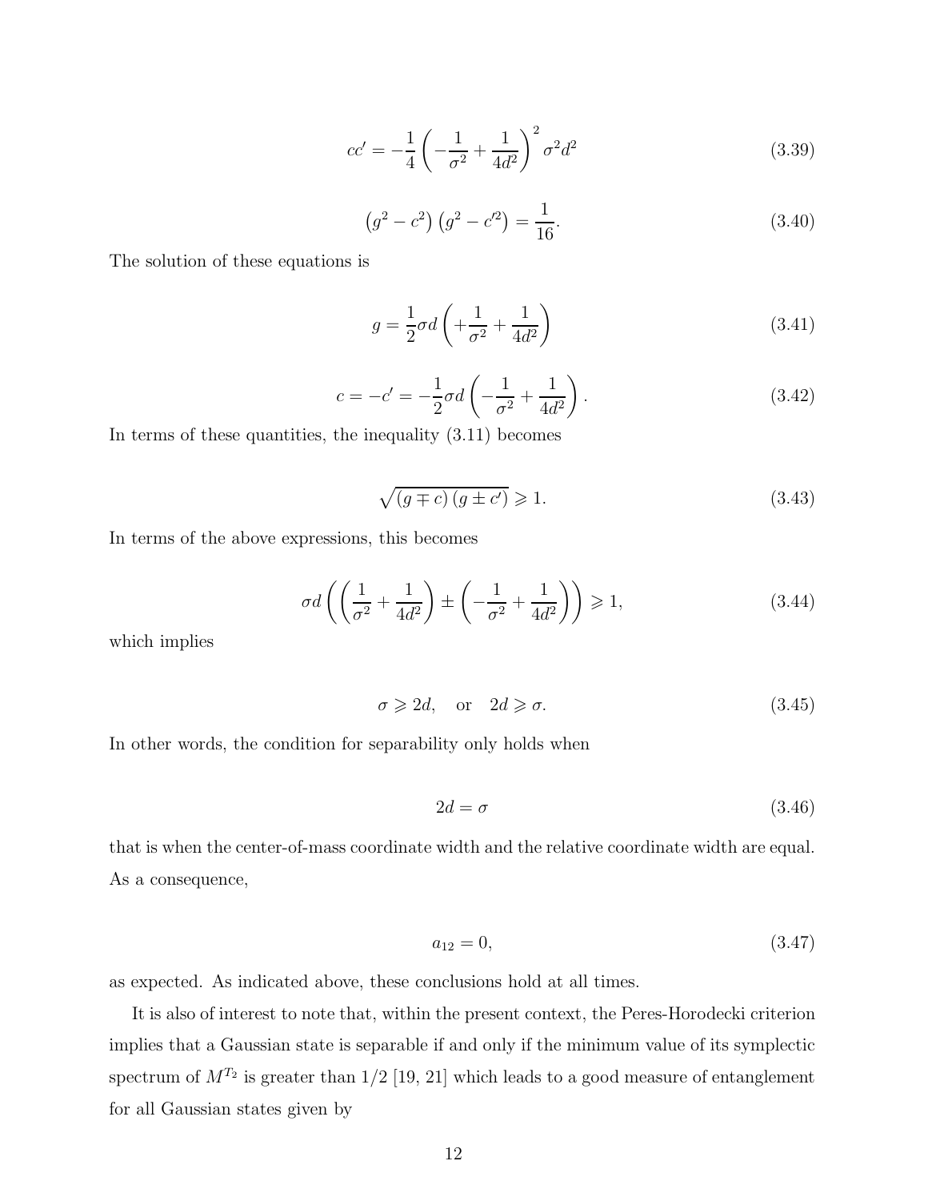$$cc' = -\frac{1}{4}\left(-\frac{1}{\sigma^2} + \frac{1}{4d^2}\right)^2 \sigma^2 d^2 \tag{3.39}$$

$$\left(g^2 - c^2\right)\left(g^2 - c'^2\right) = \frac{1}{16}. \tag{3.40}$$

The solution of these equations is

$$g = \frac{1}{2}\sigma d\left(+\frac{1}{\sigma^2} + \frac{1}{4d^2}\right) \tag{3.41}$$

$$c = -c' = -\frac{1}{2}\sigma d\left(-\frac{1}{\sigma^2} + \frac{1}{4d^2}\right). \tag{3.42}$$

In terms of these quantities, the inequality (3.11) becomes

$$\sqrt{(g \mp c)(g \pm c')} \geqslant 1. \tag{3.43}$$

In terms of the above expressions, this becomes

$$\sigma d\left(\left(\frac{1}{\sigma^2} + \frac{1}{4d^2}\right) \pm \left(-\frac{1}{\sigma^2} + \frac{1}{4d^2}\right)\right) \geqslant 1, \tag{3.44}$$

which implies

$$\sigma \geqslant 2d, \quad \text{or} \quad 2d \geqslant \sigma. \tag{3.45}$$

In other words, the condition for separability only holds when

$$2d = \sigma \tag{3.46}$$

that is when the center-of-mass coordinate width and the relative coordinate width are equal. As a consequence,

$$a_{12} = 0, \tag{3.47}$$

as expected. As indicated above, these conclusions hold at all times.

It is also of interest to note that, within the present context, the Peres-Horodecki criterion implies that a Gaussian state is separable if and only if the minimum value of its symplectic spectrum of $M^{T_2}$ is greater than $1/2$ [19, 21] which leads to a good measure of entanglement for all Gaussian states given by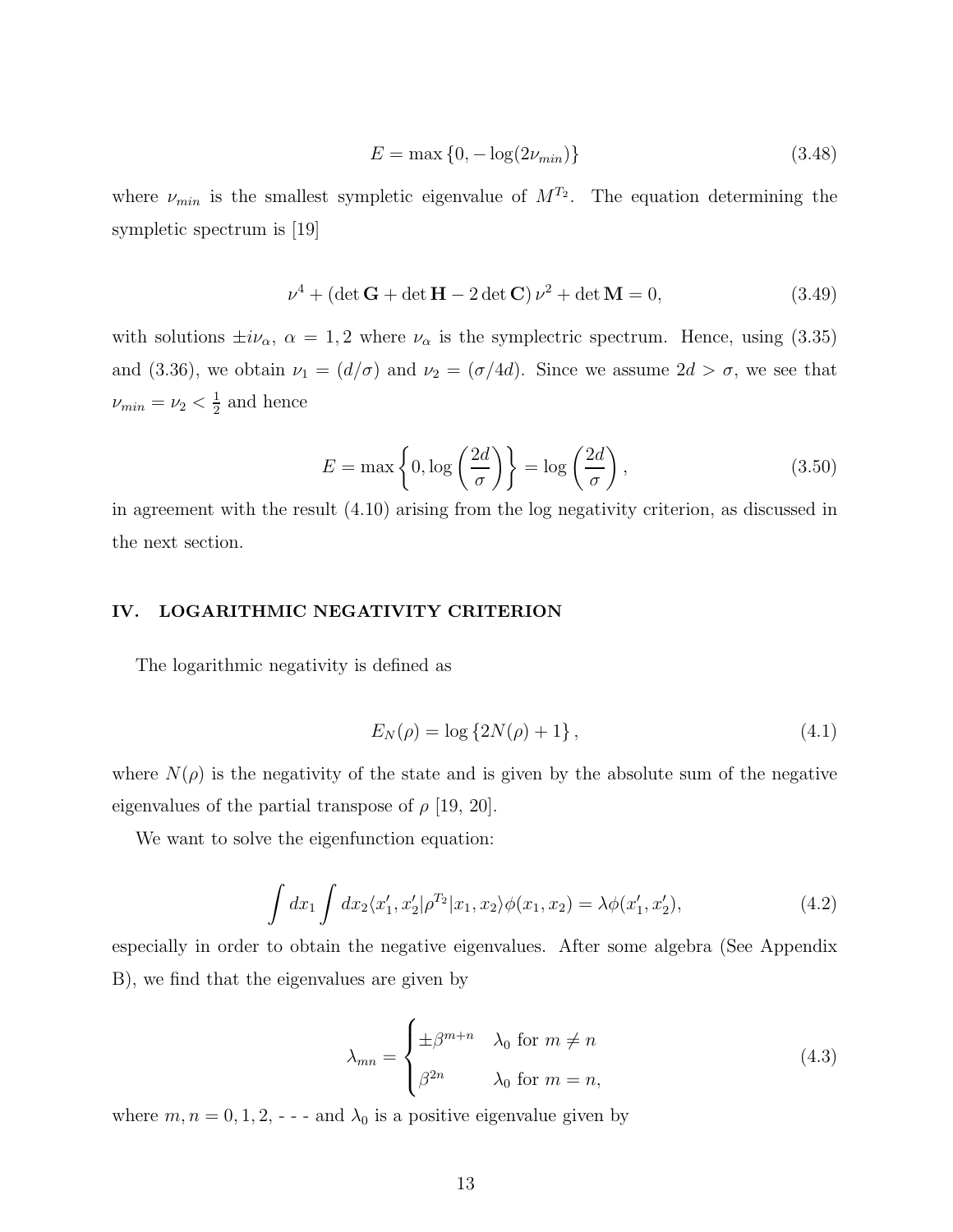$$E = \max\{0, -\log(2\nu_{min})\} \tag{3.48}$$

where $\nu_{min}$ is the smallest sympletic eigenvalue of $M^{T_2}$. The equation determining the sympletic spectrum is [19]

$$\nu^4 + (\det \mathbf{G} + \det \mathbf{H} - 2\det \mathbf{C})\,\nu^2 + \det \mathbf{M} = 0, \tag{3.49}$$

with solutions $\pm i\nu_\alpha$, $\alpha = 1, 2$ where $\nu_\alpha$ is the symplectric spectrum. Hence, using (3.35) and (3.36), we obtain $\nu_1 = (d/\sigma)$ and $\nu_2 = (\sigma/4d)$. Since we assume $2d > \sigma$, we see that $\nu_{min} = \nu_2 < \frac{1}{2}$ and hence

$$E = \max\left\{0, \log\left(\frac{2d}{\sigma}\right)\right\} = \log\left(\frac{2d}{\sigma}\right), \tag{3.50}$$

in agreement with the result (4.10) arising from the log negativity criterion, as discussed in the next section.

## IV. LOGARITHMIC NEGATIVITY CRITERION

The logarithmic negativity is defined as

$$E_N(\rho) = \log\{2N(\rho) + 1\}, \tag{4.1}$$

where $N(\rho)$ is the negativity of the state and is given by the absolute sum of the negative eigenvalues of the partial transpose of $\rho$ [19, 20].

We want to solve the eigenfunction equation:

$$\int dx_1 \int dx_2 \langle x_1', x_2' | \rho^{T_2} | x_1, x_2 \rangle \phi(x_1, x_2) = \lambda \phi(x_1', x_2'), \tag{4.2}$$

especially in order to obtain the negative eigenvalues. After some algebra (See Appendix B), we find that the eigenvalues are given by

$$\lambda_{mn} = \begin{cases} \pm\beta^{m+n} & \lambda_0 \text{ for } m \neq n \\ \beta^{2n} & \lambda_0 \text{ for } m = n, \end{cases} \tag{4.3}$$

where $m, n = 0, 1, 2,$ - - - and $\lambda_0$ is a positive eigenvalue given by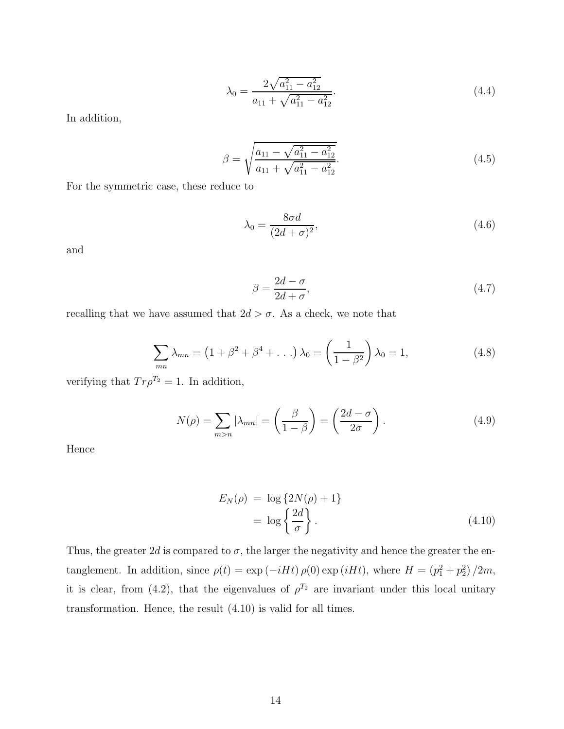$$\lambda_0 = \frac{2\sqrt{a_{11}^2 - a_{12}^2}}{a_{11} + \sqrt{a_{11}^2 - a_{12}^2}}. \tag{4.4}$$

In addition,

$$\beta = \sqrt{\frac{a_{11} - \sqrt{a_{11}^2 - a_{12}^2}}{a_{11} + \sqrt{a_{11}^2 - a_{12}^2}}}. \tag{4.5}$$

For the symmetric case, these reduce to

$$\lambda_0 = \frac{8\sigma d}{(2d + \sigma)^2}, \tag{4.6}$$

and

$$\beta = \frac{2d - \sigma}{2d + \sigma}, \tag{4.7}$$

recalling that we have assumed that $2d > \sigma$. As a check, we note that

$$\sum_{mn} \lambda_{mn} = \left(1 + \beta^2 + \beta^4 + \ldots\right) \lambda_0 = \left(\frac{1}{1 - \beta^2}\right) \lambda_0 = 1, \tag{4.8}$$

verifying that $Tr\rho^{T_2} = 1$. In addition,

$$N(\rho) = \sum_{m>n} |\lambda_{mn}| = \left(\frac{\beta}{1 - \beta}\right) = \left(\frac{2d - \sigma}{2\sigma}\right). \tag{4.9}$$

Hence

$$\begin{aligned} E_N(\rho) &= \log\left\{2N(\rho) + 1\right\} \\ &= \log\left\{\frac{2d}{\sigma}\right\}. \end{aligned} \tag{4.10}$$

Thus, the greater $2d$ is compared to $\sigma$, the larger the negativity and hence the greater the entanglement. In addition, since $\rho(t) = \exp\left(-iHt\right)\rho(0)\exp\left(iHt\right)$, where $H = \left(p_1^2 + p_2^2\right)/2m$, it is clear, from (4.2), that the eigenvalues of $\rho^{T_2}$ are invariant under this local unitary transformation. Hence, the result (4.10) is valid for all times.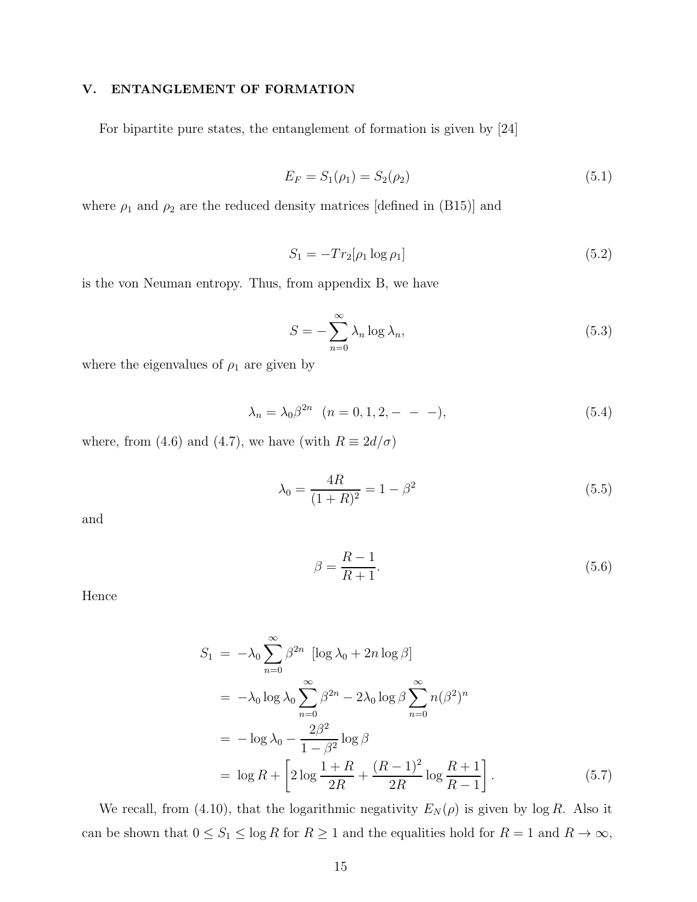## V. ENTANGLEMENT OF FORMATION

For bipartite pure states, the entanglement of formation is given by [24]

$$E_F = S_1(\rho_1) = S_2(\rho_2) \tag{5.1}$$

where $\rho_1$ and $\rho_2$ are the reduced density matrices [defined in (B15)] and

$$S_1 = -Tr_2[\rho_1 \log \rho_1] \tag{5.2}$$

is the von Neuman entropy. Thus, from appendix B, we have

$$S = -\sum_{n=0}^{\infty} \lambda_n \log \lambda_n, \tag{5.3}$$

where the eigenvalues of $\rho_1$ are given by

$$\lambda_n = \lambda_0 \beta^{2n} \quad (n = 0, 1, 2, - - -), \tag{5.4}$$

where, from (4.6) and (4.7), we have (with $R \equiv 2d/\sigma$)

$$\lambda_0 = \frac{4R}{(1+R)^2} = 1 - \beta^2 \tag{5.5}$$

and

$$\beta = \frac{R-1}{R+1}. \tag{5.6}$$

Hence

$$\begin{aligned}
S_1 &= -\lambda_0 \sum_{n=0}^{\infty} \beta^{2n} \; [\log \lambda_0 + 2n \log \beta] \\
&= -\lambda_0 \log \lambda_0 \sum_{n=0}^{\infty} \beta^{2n} - 2\lambda_0 \log \beta \sum_{n=0}^{\infty} n(\beta^2)^n \\
&= -\log \lambda_0 - \frac{2\beta^2}{1-\beta^2} \log \beta \\
&= \log R + \left[ 2 \log \frac{1+R}{2R} + \frac{(R-1)^2}{2R} \log \frac{R+1}{R-1} \right].
\end{aligned} \tag{5.7}$$

We recall, from (4.10), that the logarithmic negativity $E_N(\rho)$ is given by $\log R$. Also it can be shown that $0 \leq S_1 \leq \log R$ for $R \geq 1$ and the equalities hold for $R = 1$ and $R \to \infty$,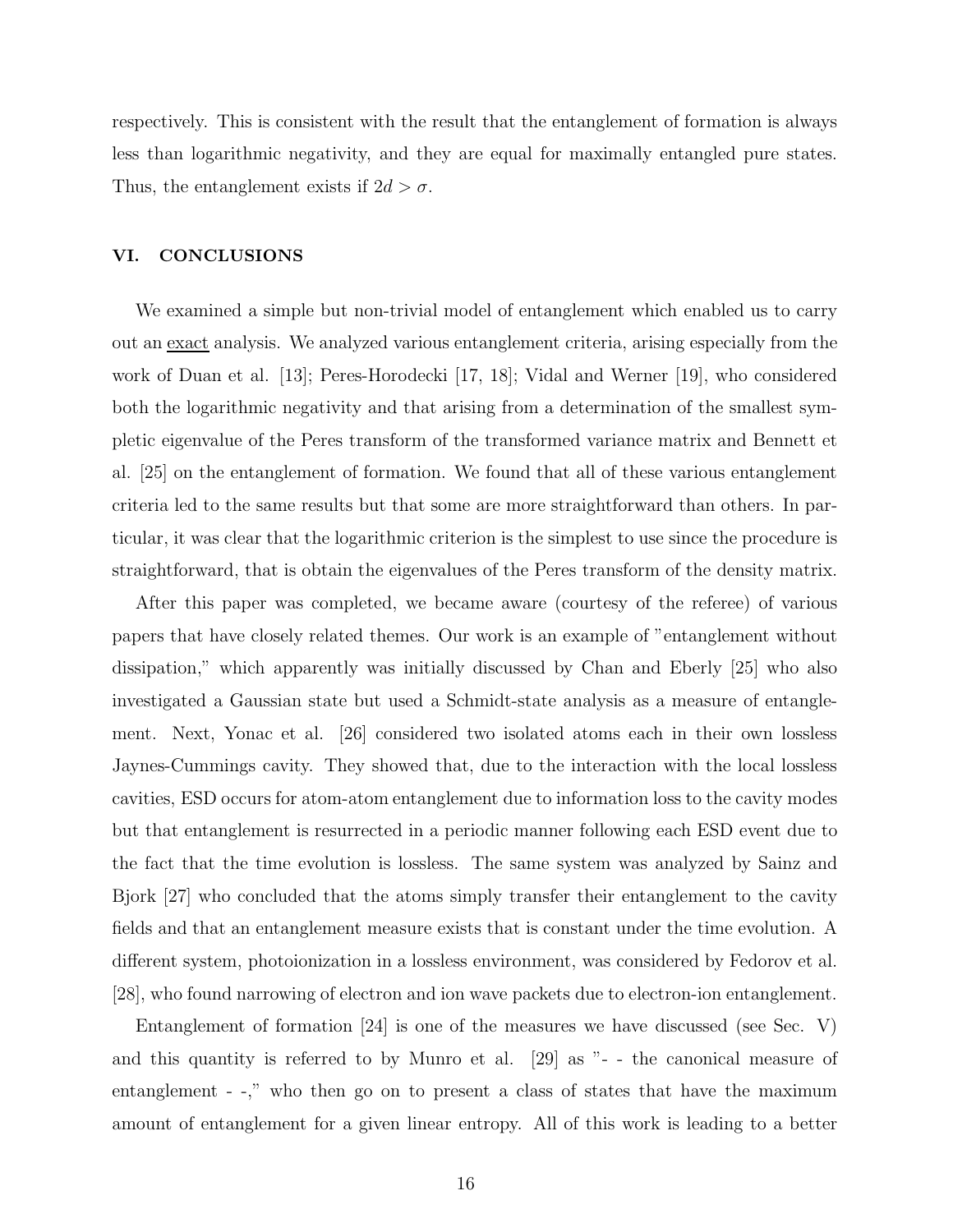respectively. This is consistent with the result that the entanglement of formation is always less than logarithmic negativity, and they are equal for maximally entangled pure states. Thus, the entanglement exists if $2d > \sigma$.

## VI. CONCLUSIONS

We examined a simple but non-trivial model of entanglement which enabled us to carry out an exact analysis. We analyzed various entanglement criteria, arising especially from the work of Duan et al. [13]; Peres-Horodecki [17, 18]; Vidal and Werner [19], who considered both the logarithmic negativity and that arising from a determination of the smallest symplectic eigenvalue of the Peres transform of the transformed variance matrix and Bennett et al. [25] on the entanglement of formation. We found that all of these various entanglement criteria led to the same results but that some are more straightforward than others. In particular, it was clear that the logarithmic criterion is the simplest to use since the procedure is straightforward, that is obtain the eigenvalues of the Peres transform of the density matrix.

After this paper was completed, we became aware (courtesy of the referee) of various papers that have closely related themes. Our work is an example of "entanglement without dissipation," which apparently was initially discussed by Chan and Eberly [25] who also investigated a Gaussian state but used a Schmidt-state analysis as a measure of entanglement. Next, Yonac et al. [26] considered two isolated atoms each in their own lossless Jaynes-Cummings cavity. They showed that, due to the interaction with the local lossless cavities, ESD occurs for atom-atom entanglement due to information loss to the cavity modes but that entanglement is resurrected in a periodic manner following each ESD event due to the fact that the time evolution is lossless. The same system was analyzed by Sainz and Bjork [27] who concluded that the atoms simply transfer their entanglement to the cavity fields and that an entanglement measure exists that is constant under the time evolution. A different system, photoionization in a lossless environment, was considered by Fedorov et al. [28], who found narrowing of electron and ion wave packets due to electron-ion entanglement.

Entanglement of formation [24] is one of the measures we have discussed (see Sec. V) and this quantity is referred to by Munro et al. [29] as "- - the canonical measure of entanglement - -," who then go on to present a class of states that have the maximum amount of entanglement for a given linear entropy. All of this work is leading to a better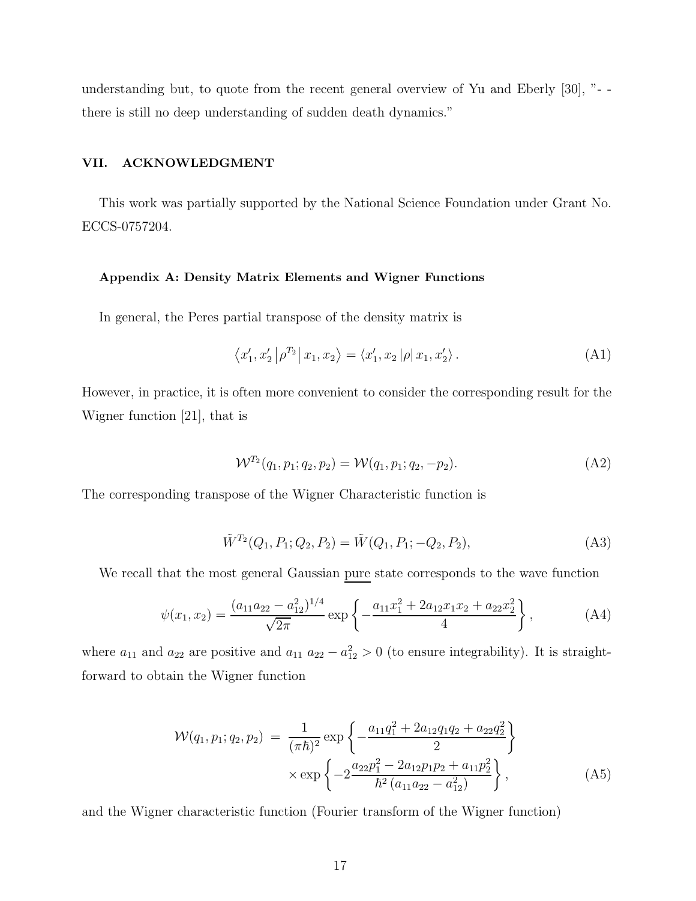understanding but, to quote from the recent general overview of Yu and Eberly [30], "- - there is still no deep understanding of sudden death dynamics."

## VII. ACKNOWLEDGMENT

This work was partially supported by the National Science Foundation under Grant No. ECCS-0757204.

### Appendix A: Density Matrix Elements and Wigner Functions

In general, the Peres partial transpose of the density matrix is

$$\left\langle x_1', x_2' \left| \rho^{T_2} \right| x_1, x_2 \right\rangle = \left\langle x_1', x_2 \left| \rho \right| x_1, x_2' \right\rangle. \tag{A1}$$

However, in practice, it is often more convenient to consider the corresponding result for the Wigner function [21], that is

$$\mathcal{W}^{T_2}(q_1, p_1; q_2, p_2) = \mathcal{W}(q_1, p_1; q_2, -p_2). \tag{A2}$$

The corresponding transpose of the Wigner Characteristic function is

$$\tilde{W}^{T_2}(Q_1, P_1; Q_2, P_2) = \tilde{W}(Q_1, P_1; -Q_2, P_2), \tag{A3}$$

We recall that the most general Gaussian <u>pure</u> state corresponds to the wave function

$$\psi(x_1, x_2) = \frac{(a_{11}a_{22} - a_{12}^2)^{1/4}}{\sqrt{2\pi}} \exp\left\{-\frac{a_{11}x_1^2 + 2a_{12}x_1x_2 + a_{22}x_2^2}{4}\right\}, \tag{A4}$$

where $a_{11}$ and $a_{22}$ are positive and $a_{11}\ a_{22} - a_{12}^2 > 0$ (to ensure integrability). It is straightforward to obtain the Wigner function

$$\begin{aligned} \mathcal{W}(q_1, p_1; q_2, p_2) \ &= \ \frac{1}{(\pi\hbar)^2} \exp\left\{-\frac{a_{11}q_1^2 + 2a_{12}q_1q_2 + a_{22}q_2^2}{2}\right\} \\ &\times \exp\left\{-2\frac{a_{22}p_1^2 - 2a_{12}p_1p_2 + a_{11}p_2^2}{\hbar^2\left(a_{11}a_{22} - a_{12}^2\right)}\right\}, \end{aligned} \tag{A5}$$

and the Wigner characteristic function (Fourier transform of the Wigner function)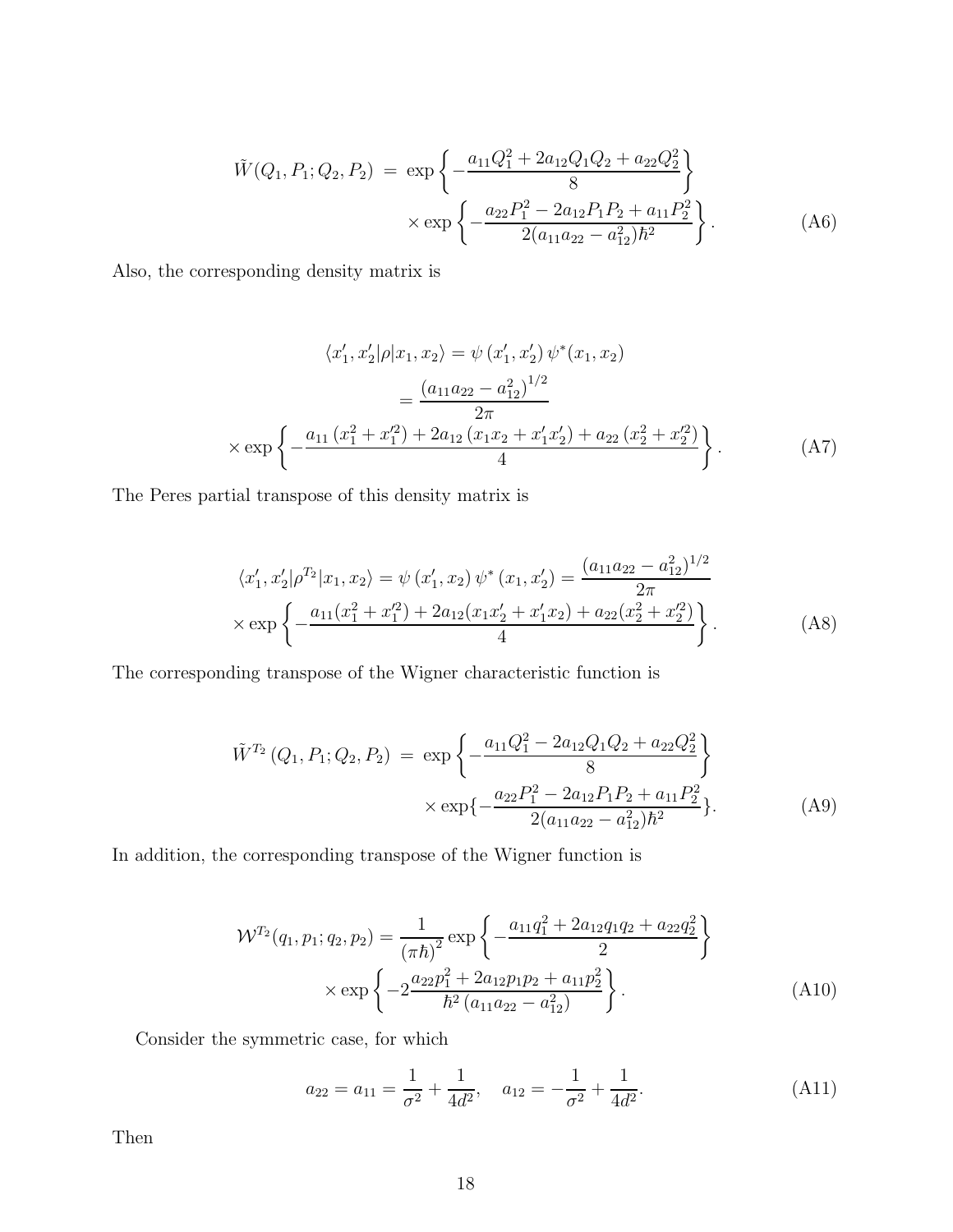$$\tilde{W}(Q_1, P_1; Q_2, P_2) = \exp\left\{-\frac{a_{11}Q_1^2 + 2a_{12}Q_1Q_2 + a_{22}Q_2^2}{8}\right\} \times \exp\left\{-\frac{a_{22}P_1^2 - 2a_{12}P_1P_2 + a_{11}P_2^2}{2(a_{11}a_{22} - a_{12}^2)\hbar^2}\right\}. \tag{A6}$$

Also, the corresponding density matrix is

$$\begin{aligned}\langle x_1', x_2'|\rho|x_1, x_2\rangle &= \psi\left(x_1', x_2'\right)\psi^*(x_1, x_2) \\ &= \frac{\left(a_{11}a_{22} - a_{12}^2\right)^{1/2}}{2\pi} \\ \times \exp&\left\{-\frac{a_{11}\left(x_1^2 + x_1'^2\right) + 2a_{12}\left(x_1x_2 + x_1'x_2'\right) + a_{22}\left(x_2^2 + x_2'^2\right)}{4}\right\}.\end{aligned} \tag{A7}$$

The Peres partial transpose of this density matrix is

$$\begin{aligned}\langle x_1', x_2'|\rho^{T_2}|x_1, x_2\rangle = \psi\left(x_1', x_2\right)\psi^*\left(x_1, x_2'\right) = \frac{(a_{11}a_{22} - a_{12}^2)^{1/2}}{2\pi} \\ \times \exp\left\{-\frac{a_{11}(x_1^2 + x_1'^2) + 2a_{12}(x_1x_2' + x_1'x_2) + a_{22}(x_2^2 + x_2'^2)}{4}\right\}.\end{aligned} \tag{A8}$$

The corresponding transpose of the Wigner characteristic function is

$$\tilde{W}^{T_2}\left(Q_1, P_1; Q_2, P_2\right) = \exp\left\{-\frac{a_{11}Q_1^2 - 2a_{12}Q_1Q_2 + a_{22}Q_2^2}{8}\right\} \times \exp\left\{-\frac{a_{22}P_1^2 - 2a_{12}P_1P_2 + a_{11}P_2^2}{2(a_{11}a_{22} - a_{12}^2)\hbar^2}\right\}. \tag{A9}$$

In addition, the corresponding transpose of the Wigner function is

$$\mathcal{W}^{T_2}(q_1, p_1; q_2, p_2) = \frac{1}{(\pi\hbar)^2}\exp\left\{-\frac{a_{11}q_1^2 + 2a_{12}q_1q_2 + a_{22}q_2^2}{2}\right\} \times \exp\left\{-2\frac{a_{22}p_1^2 + 2a_{12}p_1p_2 + a_{11}p_2^2}{\hbar^2\left(a_{11}a_{22} - a_{12}^2\right)}\right\}. \tag{A10}$$

Consider the symmetric case, for which

$$a_{22} = a_{11} = \frac{1}{\sigma^2} + \frac{1}{4d^2}, \quad a_{12} = -\frac{1}{\sigma^2} + \frac{1}{4d^2}. \tag{A11}$$

Then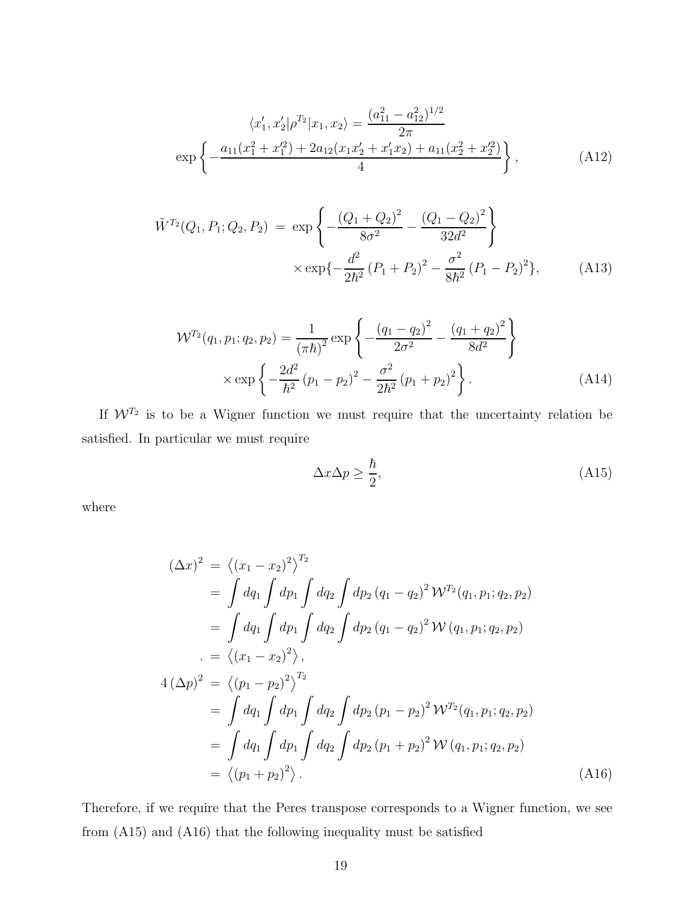$$\langle x_1', x_2' | \rho^{T_2} | x_1, x_2 \rangle = \frac{(a_{11}^2 - a_{12}^2)^{1/2}}{2\pi}$$
$$\exp\left\{ -\frac{a_{11}(x_1^2 + x_1'^2) + 2a_{12}(x_1 x_2' + x_1' x_2) + a_{11}(x_2^2 + x_2'^2)}{4} \right\}, \tag{A12}$$

$$\tilde{W}^{T_2}(Q_1, P_1; Q_2, P_2) = \exp\left\{ -\frac{(Q_1 + Q_2)^2}{8\sigma^2} - \frac{(Q_1 - Q_2)^2}{32 d^2} \right\}$$
$$\times \exp\{ -\frac{d^2}{2\hbar^2}(P_1 + P_2)^2 - \frac{\sigma^2}{8\hbar^2}(P_1 - P_2)^2 \}, \tag{A13}$$

$$\mathcal{W}^{T_2}(q_1, p_1; q_2, p_2) = \frac{1}{(\pi\hbar)^2} \exp\left\{ -\frac{(q_1 - q_2)^2}{2\sigma^2} - \frac{(q_1 + q_2)^2}{8d^2} \right\}$$
$$\times \exp\left\{ -\frac{2d^2}{\hbar^2}(p_1 - p_2)^2 - \frac{\sigma^2}{2\hbar^2}(p_1 + p_2)^2 \right\}. \tag{A14}$$

If $\mathcal{W}^{T_2}$ is to be a Wigner function we must require that the uncertainty relation be satisfied. In particular we must require

$$\Delta x \Delta p \geq \frac{\hbar}{2}, \tag{A15}$$

where

$$\begin{aligned}
(\Delta x)^2 &= \left\langle (x_1 - x_2)^2 \right\rangle^{T_2} \\
&= \int dq_1 \int dp_1 \int dq_2 \int dp_2 \, (q_1 - q_2)^2 \, \mathcal{W}^{T_2}(q_1, p_1; q_2, p_2) \\
&= \int dq_1 \int dp_1 \int dq_2 \int dp_2 \, (q_1 - q_2)^2 \, \mathcal{W}(q_1, p_1; q_2, p_2) \\
. &= \left\langle (x_1 - x_2)^2 \right\rangle, \\
4(\Delta p)^2 &= \left\langle (p_1 - p_2)^2 \right\rangle^{T_2} \\
&= \int dq_1 \int dp_1 \int dq_2 \int dp_2 \, (p_1 - p_2)^2 \, \mathcal{W}^{T_2}(q_1, p_1; q_2, p_2) \\
&= \int dq_1 \int dp_1 \int dq_2 \int dp_2 \, (p_1 + p_2)^2 \, \mathcal{W}(q_1, p_1; q_2, p_2) \\
&= \left\langle (p_1 + p_2)^2 \right\rangle.
\end{aligned} \tag{A16}$$

Therefore, if we require that the Peres transpose corresponds to a Wigner function, we see from (A15) and (A16) that the following inequality must be satisfied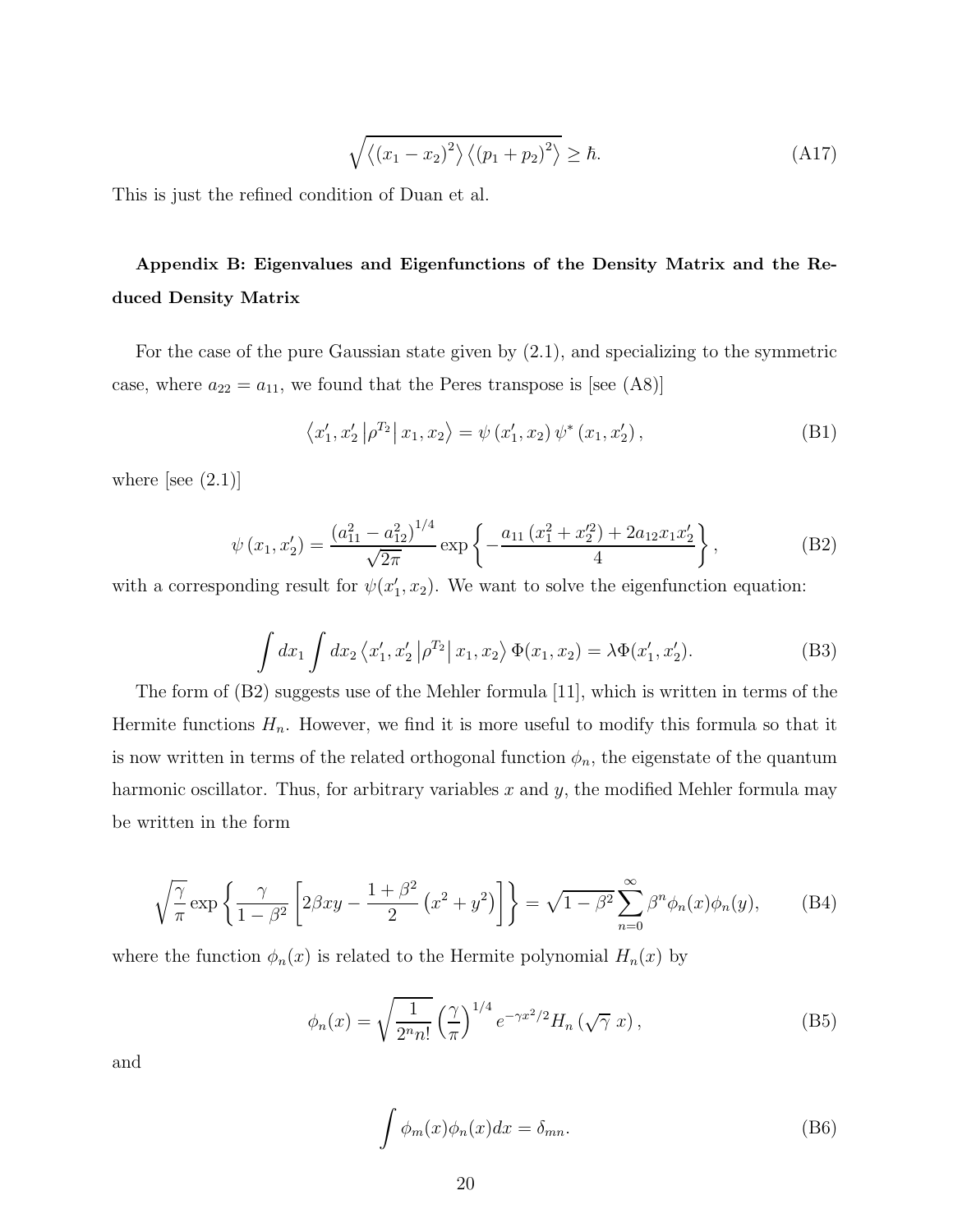$$
\sqrt{\left\langle (x_1 - x_2)^2 \right\rangle \left\langle (p_1 + p_2)^2 \right\rangle} \geq \hbar. \tag{A17}
$$

This is just the refined condition of Duan et al.

## Appendix B: Eigenvalues and Eigenfunctions of the Density Matrix and the Reduced Density Matrix

For the case of the pure Gaussian state given by (2.1), and specializing to the symmetric case, where $a_{22} = a_{11}$, we found that the Peres transpose is [see (A8)]

$$
\left\langle x_1', x_2' \left| \rho^{T_2} \right| x_1, x_2 \right\rangle = \psi\left(x_1', x_2\right) \psi^*\left(x_1, x_2'\right), \tag{B1}
$$

where [see (2.1)]

$$
\psi\left(x_1, x_2'\right) = \frac{\left(a_{11}^2 - a_{12}^2\right)^{1/4}}{\sqrt{2\pi}} \exp\left\{ -\frac{a_{11}\left(x_1^2 + x_2'^2\right) + 2a_{12}x_1x_2'}{4} \right\}, \tag{B2}
$$

with a corresponding result for $\psi(x_1', x_2)$. We want to solve the eigenfunction equation:

$$
\int dx_1 \int dx_2 \left\langle x_1', x_2' \left| \rho^{T_2} \right| x_1, x_2 \right\rangle \Phi(x_1, x_2) = \lambda \Phi(x_1', x_2'). \tag{B3}
$$

The form of (B2) suggests use of the Mehler formula [11], which is written in terms of the Hermite functions $H_n$. However, we find it is more useful to modify this formula so that it is now written in terms of the related orthogonal function $\phi_n$, the eigenstate of the quantum harmonic oscillator. Thus, for arbitrary variables $x$ and $y$, the modified Mehler formula may be written in the form

$$
\sqrt{\frac{\gamma}{\pi}} \exp\left\{ \frac{\gamma}{1-\beta^2} \left[ 2\beta xy - \frac{1+\beta^2}{2}\left(x^2 + y^2\right) \right] \right\} = \sqrt{1-\beta^2} \sum_{n=0}^{\infty} \beta^n \phi_n(x) \phi_n(y), \tag{B4}
$$

where the function $\phi_n(x)$ is related to the Hermite polynomial $H_n(x)$ by

$$
\phi_n(x) = \sqrt{\frac{1}{2^n n!}} \left(\frac{\gamma}{\pi}\right)^{1/4} e^{-\gamma x^2/2} H_n\left(\sqrt{\gamma}\, x\right), \tag{B5}
$$

and

$$
\int \phi_m(x) \phi_n(x) dx = \delta_{mn}. \tag{B6}
$$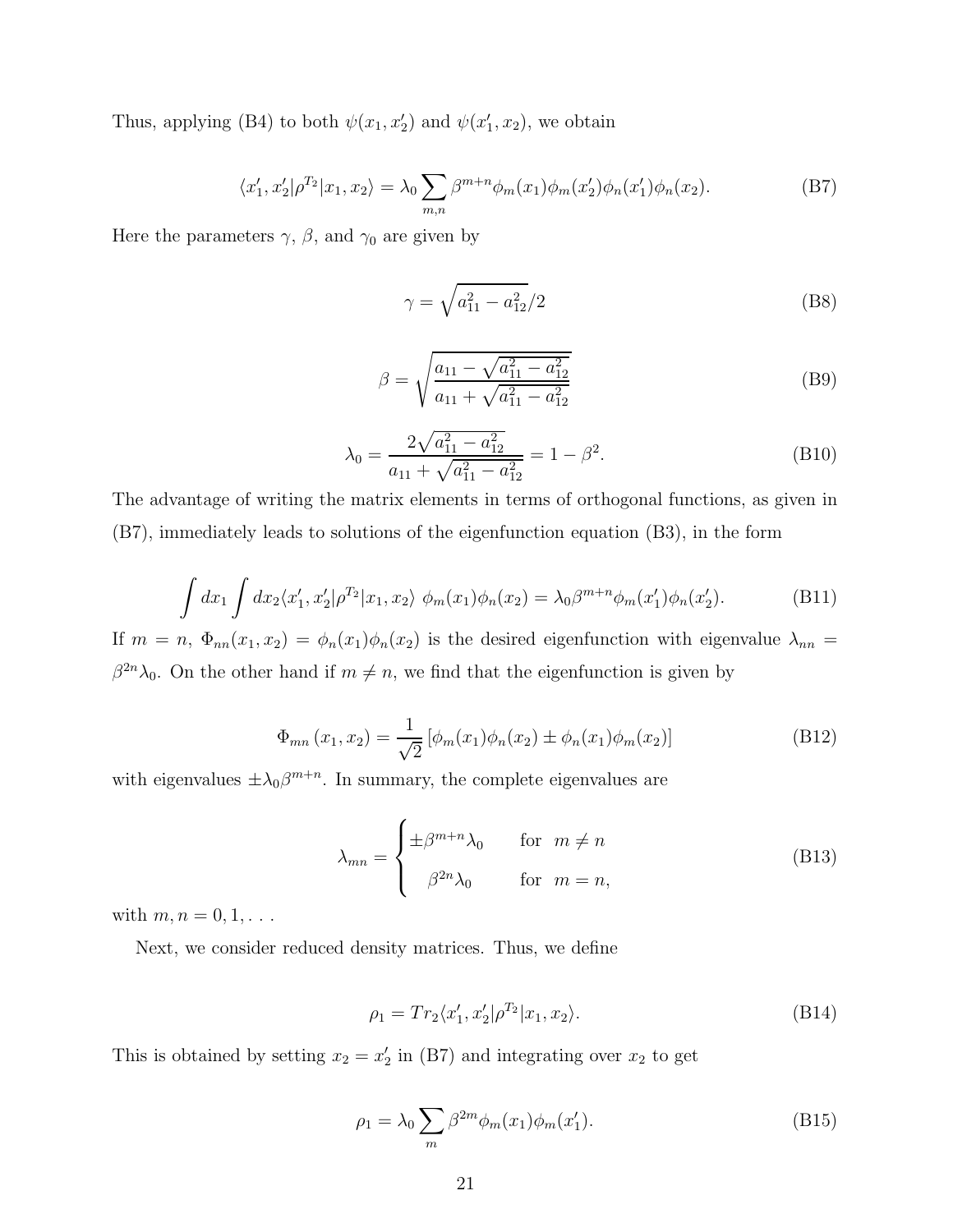Thus, applying (B4) to both $\psi(x_1, x_2')$ and $\psi(x_1', x_2)$, we obtain

$$\langle x_1', x_2' | \rho^{T_2} | x_1, x_2 \rangle = \lambda_0 \sum_{m,n} \beta^{m+n} \phi_m(x_1) \phi_m(x_2') \phi_n(x_1') \phi_n(x_2). \tag{B7}$$

Here the parameters $\gamma$, $\beta$, and $\gamma_0$ are given by

$$\gamma = \sqrt{a_{11}^2 - a_{12}^2}/2 \tag{B8}$$

$$\beta = \sqrt{\frac{a_{11} - \sqrt{a_{11}^2 - a_{12}^2}}{a_{11} + \sqrt{a_{11}^2 - a_{12}^2}}} \tag{B9}$$

$$\lambda_0 = \frac{2\sqrt{a_{11}^2 - a_{12}^2}}{a_{11} + \sqrt{a_{11}^2 - a_{12}^2}} = 1 - \beta^2. \tag{B10}$$

The advantage of writing the matrix elements in terms of orthogonal functions, as given in (B7), immediately leads to solutions of the eigenfunction equation (B3), in the form

$$\int dx_1 \int dx_2 \langle x_1', x_2' | \rho^{T_2} | x_1, x_2 \rangle \; \phi_m(x_1) \phi_n(x_2) = \lambda_0 \beta^{m+n} \phi_m(x_1') \phi_n(x_2'). \tag{B11}$$

If $m = n$, $\Phi_{nn}(x_1, x_2) = \phi_n(x_1)\phi_n(x_2)$ is the desired eigenfunction with eigenvalue $\lambda_{nn} = \beta^{2n}\lambda_0$. On the other hand if $m \neq n$, we find that the eigenfunction is given by

$$\Phi_{mn}(x_1, x_2) = \frac{1}{\sqrt{2}} \left[ \phi_m(x_1)\phi_n(x_2) \pm \phi_n(x_1)\phi_m(x_2) \right] \tag{B12}$$

with eigenvalues $\pm\lambda_0\beta^{m+n}$. In summary, the complete eigenvalues are

$$\lambda_{mn} = \begin{cases} \pm\beta^{m+n}\lambda_0 & \text{for } \; m \neq n \\ \beta^{2n}\lambda_0 & \text{for } \; m = n, \end{cases} \tag{B13}$$

with $m, n = 0, 1, \ldots$

Next, we consider reduced density matrices. Thus, we define

$$\rho_1 = Tr_2 \langle x_1', x_2' | \rho^{T_2} | x_1, x_2 \rangle. \tag{B14}$$

This is obtained by setting $x_2 = x_2'$ in (B7) and integrating over $x_2$ to get

$$\rho_1 = \lambda_0 \sum_m \beta^{2m} \phi_m(x_1) \phi_m(x_1'). \tag{B15}$$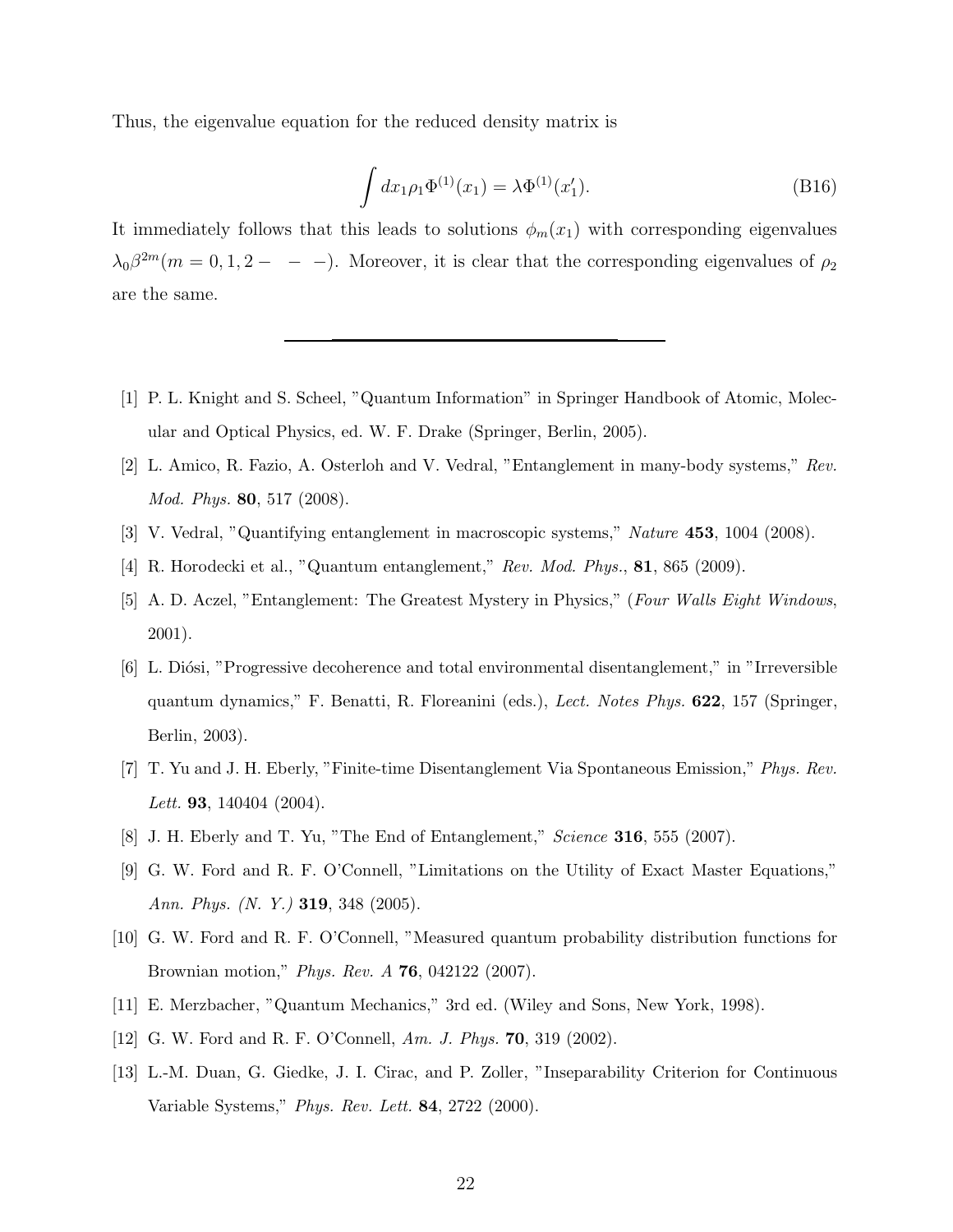Thus, the eigenvalue equation for the reduced density matrix is

$$\int dx_1 \rho_1 \Phi^{(1)}(x_1) = \lambda \Phi^{(1)}(x_1'). \tag{B16}$$

It immediately follows that this leads to solutions $\phi_m(x_1)$ with corresponding eigenvalues $\lambda_0 \beta^{2m} (m = 0, 1, 2 - - -)$. Moreover, it is clear that the corresponding eigenvalues of $\rho_2$ are the same.

---

[1] P. L. Knight and S. Scheel, "Quantum Information" in Springer Handbook of Atomic, Molecular and Optical Physics, ed. W. F. Drake (Springer, Berlin, 2005).

[2] L. Amico, R. Fazio, A. Osterloh and V. Vedral, "Entanglement in many-body systems," *Rev. Mod. Phys.* **80**, 517 (2008).

[3] V. Vedral, "Quantifying entanglement in macroscopic systems," *Nature* **453**, 1004 (2008).

[4] R. Horodecki et al., "Quantum entanglement," *Rev. Mod. Phys.*, **81**, 865 (2009).

[5] A. D. Aczel, "Entanglement: The Greatest Mystery in Physics," (*Four Walls Eight Windows*, 2001).

[6] L. Diósi, "Progressive decoherence and total environmental disentanglement," in "Irreversible quantum dynamics," F. Benatti, R. Floreanini (eds.), *Lect. Notes Phys.* **622**, 157 (Springer, Berlin, 2003).

[7] T. Yu and J. H. Eberly, "Finite-time Disentanglement Via Spontaneous Emission," *Phys. Rev. Lett.* **93**, 140404 (2004).

[8] J. H. Eberly and T. Yu, "The End of Entanglement," *Science* **316**, 555 (2007).

[9] G. W. Ford and R. F. O'Connell, "Limitations on the Utility of Exact Master Equations," *Ann. Phys. (N. Y.)* **319**, 348 (2005).

[10] G. W. Ford and R. F. O'Connell, "Measured quantum probability distribution functions for Brownian motion," *Phys. Rev. A* **76**, 042122 (2007).

[11] E. Merzbacher, "Quantum Mechanics," 3rd ed. (Wiley and Sons, New York, 1998).

[12] G. W. Ford and R. F. O'Connell, *Am. J. Phys.* **70**, 319 (2002).

[13] L.-M. Duan, G. Giedke, J. I. Cirac, and P. Zoller, "Inseparability Criterion for Continuous Variable Systems," *Phys. Rev. Lett.* **84**, 2722 (2000).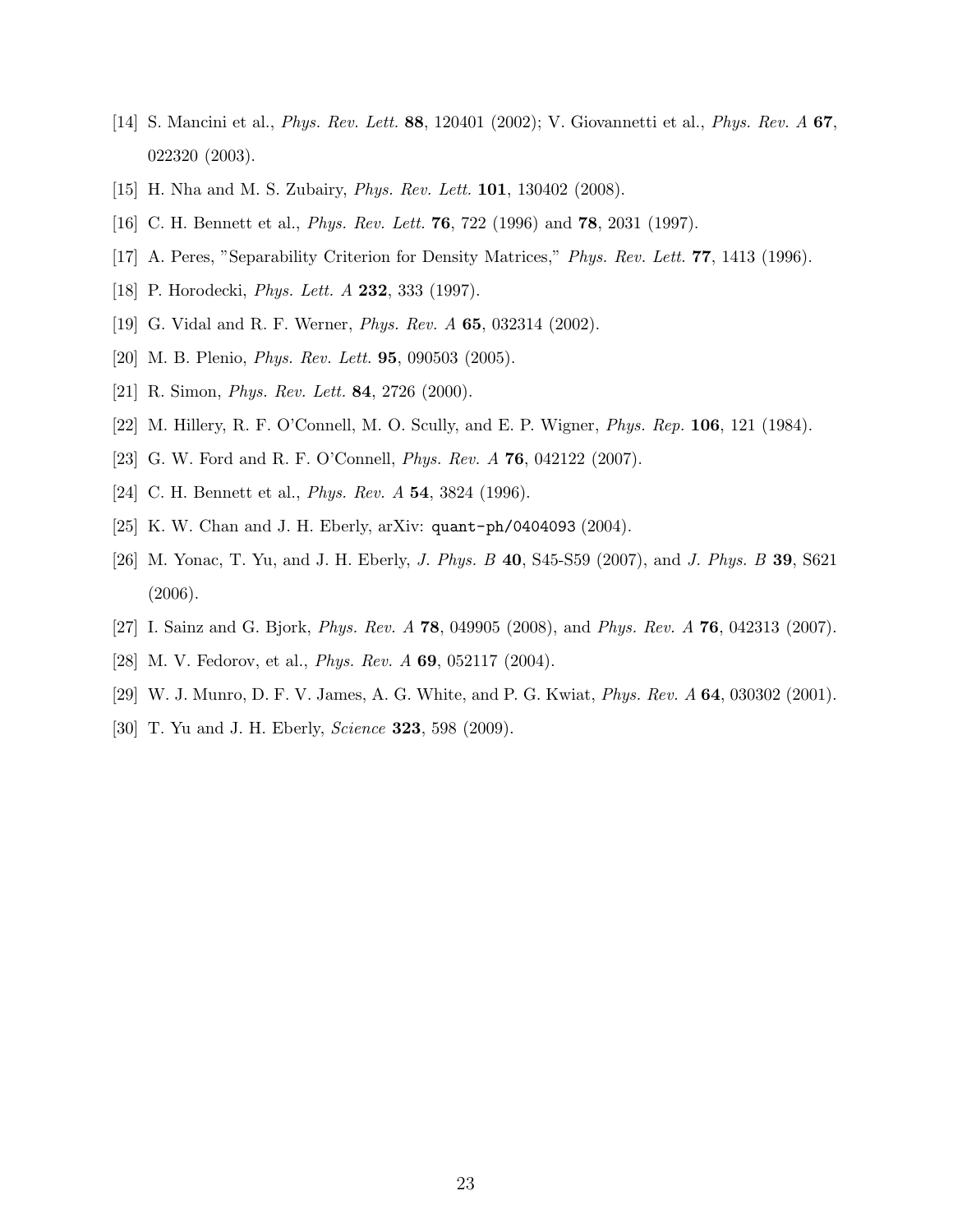[14] S. Mancini et al., *Phys. Rev. Lett.* **88**, 120401 (2002); V. Giovannetti et al., *Phys. Rev. A* **67**, 022320 (2003).

[15] H. Nha and M. S. Zubairy, *Phys. Rev. Lett.* **101**, 130402 (2008).

[16] C. H. Bennett et al., *Phys. Rev. Lett.* **76**, 722 (1996) and **78**, 2031 (1997).

[17] A. Peres, "Separability Criterion for Density Matrices," *Phys. Rev. Lett.* **77**, 1413 (1996).

[18] P. Horodecki, *Phys. Lett. A* **232**, 333 (1997).

[19] G. Vidal and R. F. Werner, *Phys. Rev. A* **65**, 032314 (2002).

[20] M. B. Plenio, *Phys. Rev. Lett.* **95**, 090503 (2005).

[21] R. Simon, *Phys. Rev. Lett.* **84**, 2726 (2000).

[22] M. Hillery, R. F. O'Connell, M. O. Scully, and E. P. Wigner, *Phys. Rep.* **106**, 121 (1984).

[23] G. W. Ford and R. F. O'Connell, *Phys. Rev. A* **76**, 042122 (2007).

[24] C. H. Bennett et al., *Phys. Rev. A* **54**, 3824 (1996).

[25] K. W. Chan and J. H. Eberly, arXiv: `quant-ph/0404093` (2004).

[26] M. Yonac, T. Yu, and J. H. Eberly, *J. Phys. B* **40**, S45-S59 (2007), and *J. Phys. B* **39**, S621 (2006).

[27] I. Sainz and G. Bjork, *Phys. Rev. A* **78**, 049905 (2008), and *Phys. Rev. A* **76**, 042313 (2007).

[28] M. V. Fedorov, et al., *Phys. Rev. A* **69**, 052117 (2004).

[29] W. J. Munro, D. F. V. James, A. G. White, and P. G. Kwiat, *Phys. Rev. A* **64**, 030302 (2001).

[30] T. Yu and J. H. Eberly, *Science* **323**, 598 (2009).